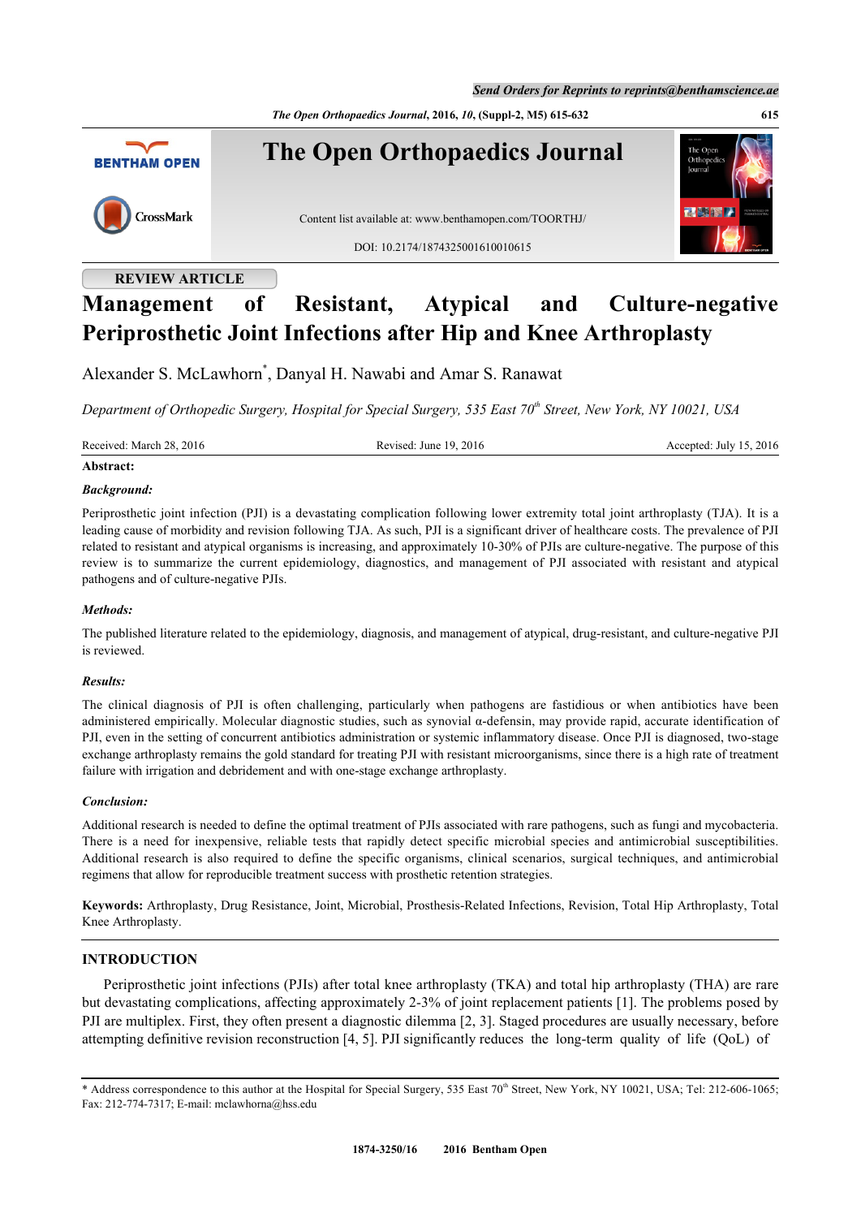REVIEW ARTICLE

# Management of Resistant, Atypical and Culture-negative Periprosthetic Joint Infections after Hip and Knee Arthroplasty

Alexander S. McLawhorn*, Danyal H. Nawabi and Amar S. Ranawat

*Department of Orthopedic Surgery, Hospital for Special Surgery, 535 East 70th Street, New York, NY 10021, USA*

Received: March 28, 2016 | Revised: June 19, 2016 | Accepted: July 15, 2016

**Abstract:**

***Background:***

Periprosthetic joint infection (PJI) is a devastating complication following lower extremity total joint arthroplasty (TJA). It is a leading cause of morbidity and revision following TJA. As such, PJI is a significant driver of healthcare costs. The prevalence of PJI related to resistant and atypical organisms is increasing, and approximately 10-30% of PJIs are culture-negative. The purpose of this review is to summarize the current epidemiology, diagnostics, and management of PJI associated with resistant and atypical pathogens and of culture-negative PJIs.

***Methods:***

The published literature related to the epidemiology, diagnosis, and management of atypical, drug-resistant, and culture-negative PJI is reviewed.

***Results:***

The clinical diagnosis of PJI is often challenging, particularly when pathogens are fastidious or when antibiotics have been administered empirically. Molecular diagnostic studies, such as synovial α-defensin, may provide rapid, accurate identification of PJI, even in the setting of concurrent antibiotics administration or systemic inflammatory disease. Once PJI is diagnosed, two-stage exchange arthroplasty remains the gold standard for treating PJI with resistant microorganisms, since there is a high rate of treatment failure with irrigation and debridement and with one-stage exchange arthroplasty.

***Conclusion:***

Additional research is needed to define the optimal treatment of PJIs associated with rare pathogens, such as fungi and mycobacteria. There is a need for inexpensive, reliable tests that rapidly detect specific microbial species and antimicrobial susceptibilities. Additional research is also required to define the specific organisms, clinical scenarios, surgical techniques, and antimicrobial regimens that allow for reproducible treatment success with prosthetic retention strategies.

**Keywords:** Arthroplasty, Drug Resistance, Joint, Microbial, Prosthesis-Related Infections, Revision, Total Hip Arthroplasty, Total Knee Arthroplasty.

## INTRODUCTION

Periprosthetic joint infections (PJIs) after total knee arthroplasty (TKA) and total hip arthroplasty (THA) are rare but devastating complications, affecting approximately 2-3% of joint replacement patients [1]. The problems posed by PJI are multiplex. First, they often present a diagnostic dilemma [2, 3]. Staged procedures are usually necessary, before attempting definitive revision reconstruction [4, 5]. PJI significantly reduces the long-term quality of life (QoL) of

\* Address correspondence to this author at the Hospital for Special Surgery, 535 East 70th Street, New York, NY 10021, USA; Tel: 212-606-1065; Fax: 212-774-7317; E-mail: mclawhorna@hss.edu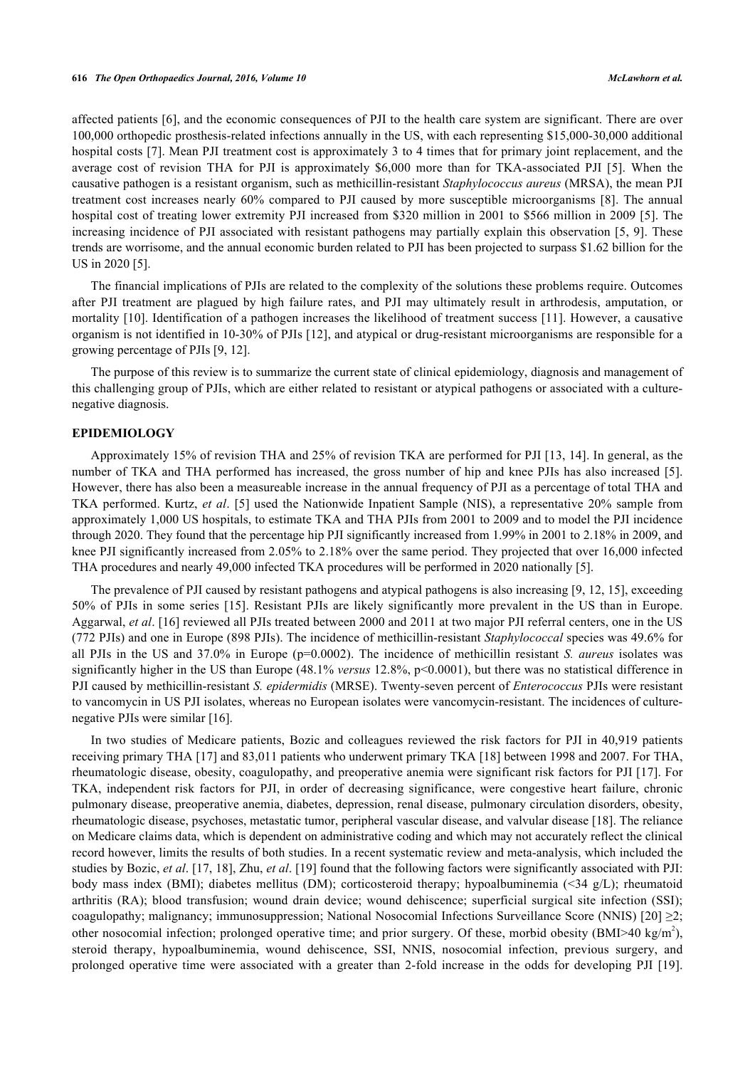affected patients [6], and the economic consequences of PJI to the health care system are significant. There are over 100,000 orthopedic prosthesis-related infections annually in the US, with each representing $15,000-30,000 additional hospital costs [7]. Mean PJI treatment cost is approximately 3 to 4 times that for primary joint replacement, and the average cost of revision THA for PJI is approximately $6,000 more than for TKA-associated PJI [5]. When the causative pathogen is a resistant organism, such as methicillin-resistant *Staphylococcus aureus* (MRSA), the mean PJI treatment cost increases nearly 60% compared to PJI caused by more susceptible microorganisms [8]. The annual hospital cost of treating lower extremity PJI increased from $320 million in 2001 to $566 million in 2009 [5]. The increasing incidence of PJI associated with resistant pathogens may partially explain this observation [5, 9]. These trends are worrisome, and the annual economic burden related to PJI has been projected to surpass $1.62 billion for the US in 2020 [5].

The financial implications of PJIs are related to the complexity of the solutions these problems require. Outcomes after PJI treatment are plagued by high failure rates, and PJI may ultimately result in arthrodesis, amputation, or mortality [10]. Identification of a pathogen increases the likelihood of treatment success [11]. However, a causative organism is not identified in 10-30% of PJIs [12], and atypical or drug-resistant microorganisms are responsible for a growing percentage of PJIs [9, 12].

The purpose of this review is to summarize the current state of clinical epidemiology, diagnosis and management of this challenging group of PJIs, which are either related to resistant or atypical pathogens or associated with a culture-negative diagnosis.

## EPIDEMIOLOGY

Approximately 15% of revision THA and 25% of revision TKA are performed for PJI [13, 14]. In general, as the number of TKA and THA performed has increased, the gross number of hip and knee PJIs has also increased [5]. However, there has also been a measureable increase in the annual frequency of PJI as a percentage of total THA and TKA performed. Kurtz, *et al*. [5] used the Nationwide Inpatient Sample (NIS), a representative 20% sample from approximately 1,000 US hospitals, to estimate TKA and THA PJIs from 2001 to 2009 and to model the PJI incidence through 2020. They found that the percentage hip PJI significantly increased from 1.99% in 2001 to 2.18% in 2009, and knee PJI significantly increased from 2.05% to 2.18% over the same period. They projected that over 16,000 infected THA procedures and nearly 49,000 infected TKA procedures will be performed in 2020 nationally [5].

The prevalence of PJI caused by resistant pathogens and atypical pathogens is also increasing [9, 12, 15], exceeding 50% of PJIs in some series [15]. Resistant PJIs are likely significantly more prevalent in the US than in Europe. Aggarwal, *et al*. [16] reviewed all PJIs treated between 2000 and 2011 at two major PJI referral centers, one in the US (772 PJIs) and one in Europe (898 PJIs). The incidence of methicillin-resistant *Staphylococcal* species was 49.6% for all PJIs in the US and 37.0% in Europe ($p=0.0002$). The incidence of methicillin resistant *S. aureus* isolates was significantly higher in the US than Europe (48.1% *versus* 12.8%, $p<0.0001$), but there was no statistical difference in PJI caused by methicillin-resistant *S. epidermidis* (MRSE). Twenty-seven percent of *Enterococcus* PJIs were resistant to vancomycin in US PJI isolates, whereas no European isolates were vancomycin-resistant. The incidences of culture-negative PJIs were similar [16].

In two studies of Medicare patients, Bozic and colleagues reviewed the risk factors for PJI in 40,919 patients receiving primary THA [17] and 83,011 patients who underwent primary TKA [18] between 1998 and 2007. For THA, rheumatologic disease, obesity, coagulopathy, and preoperative anemia were significant risk factors for PJI [17]. For TKA, independent risk factors for PJI, in order of decreasing significance, were congestive heart failure, chronic pulmonary disease, preoperative anemia, diabetes, depression, renal disease, pulmonary circulation disorders, obesity, rheumatologic disease, psychoses, metastatic tumor, peripheral vascular disease, and valvular disease [18]. The reliance on Medicare claims data, which is dependent on administrative coding and which may not accurately reflect the clinical record however, limits the results of both studies. In a recent systematic review and meta-analysis, which included the studies by Bozic, *et al*. [17, 18], Zhu, *et al*. [19] found that the following factors were significantly associated with PJI: body mass index (BMI); diabetes mellitus (DM); corticosteroid therapy; hypoalbuminemia (<34 g/L); rheumatoid arthritis (RA); blood transfusion; wound drain device; wound dehiscence; superficial surgical site infection (SSI); coagulopathy; malignancy; immunosuppression; National Nosocomial Infections Surveillance Score (NNIS) [20] ≥2; other nosocomial infection; prolonged operative time; and prior surgery. Of these, morbid obesity (BMI>40 kg/m$^2$), steroid therapy, hypoalbuminemia, wound dehiscence, SSI, NNIS, nosocomial infection, previous surgery, and prolonged operative time were associated with a greater than 2-fold increase in the odds for developing PJI [19].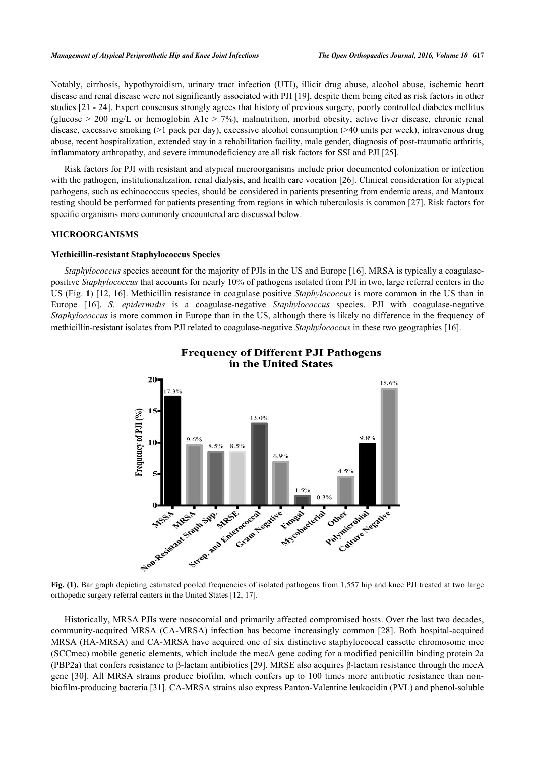Notably, cirrhosis, hypothyroidism, urinary tract infection (UTI), illicit drug abuse, alcohol abuse, ischemic heart disease and renal disease were not significantly associated with PJI [19], despite them being cited as risk factors in other studies [21 - 24]. Expert consensus strongly agrees that history of previous surgery, poorly controlled diabetes mellitus (glucose > 200 mg/L or hemoglobin A1c > 7%), malnutrition, morbid obesity, active liver disease, chronic renal disease, excessive smoking (>1 pack per day), excessive alcohol consumption (>40 units per week), intravenous drug abuse, recent hospitalization, extended stay in a rehabilitation facility, male gender, diagnosis of post-traumatic arthritis, inflammatory arthropathy, and severe immunodeficiency are all risk factors for SSI and PJI [25].

Risk factors for PJI with resistant and atypical microorganisms include prior documented colonization or infection with the pathogen, institutionalization, renal dialysis, and health care vocation [26]. Clinical consideration for atypical pathogens, such as echinococcus species, should be considered in patients presenting from endemic areas, and Mantoux testing should be performed for patients presenting from regions in which tuberculosis is common [27]. Risk factors for specific organisms more commonly encountered are discussed below.

## MICROORGANISMS

### Methicillin-resistant Staphylococcus Species

*Staphylococcus* species account for the majority of PJIs in the US and Europe [16]. MRSA is typically a coagulase-positive *Staphylococcus* that accounts for nearly 10% of pathogens isolated from PJI in two, large referral centers in the US (Fig. **1**) [12, 16]. Methicillin resistance in coagulase positive *Staphylococcus* is more common in the US than in Europe [16]. *S. epidermidis* is a coagulase-negative *Staphylococcus* species. PJI with coagulase-negative *Staphylococcus* is more common in Europe than in the US, although there is likely no difference in the frequency of methicillin-resistant isolates from PJI related to coagulase-negative *Staphylococcus* in these two geographies [16].

**Frequency of Different PJI Pathogens in the United States**

| Pathogen | Frequency of PJI (%) |
|---|---|
| MSSA | 17.3% |
| MRSA | 9.6% |
| Non-Resistant Staph Spp. | 8.5% |
| MRSE | 8.5% |
| Strep. and Enterococcal | 13.0% |
| Gram Negative | 6.9% |
| Fungal | 1.5% |
| Mycobacterial | 0.3% |
| Other | 4.5% |
| Polymicrobial | 9.8% |
| Culture Negative | 18.6% |

**Fig. (1).** Bar graph depicting estimated pooled frequencies of isolated pathogens from 1,557 hip and knee PJI treated at two large orthopedic surgery referral centers in the United States [12, 17].

Historically, MRSA PJIs were nosocomial and primarily affected compromised hosts. Over the last two decades, community-acquired MRSA (CA-MRSA) infection has become increasingly common [28]. Both hospital-acquired MRSA (HA-MRSA) and CA-MRSA have acquired one of six distinctive staphylococcal cassette chromosome mec (SCCmec) mobile genetic elements, which include the mecA gene coding for a modified penicillin binding protein 2a (PBP2a) that confers resistance to β-lactam antibiotics [29]. MRSE also acquires β-lactam resistance through the mecA gene [30]. All MRSA strains produce biofilm, which confers up to 100 times more antibiotic resistance than non-biofilm-producing bacteria [31]. CA-MRSA strains also express Panton-Valentine leukocidin (PVL) and phenol-soluble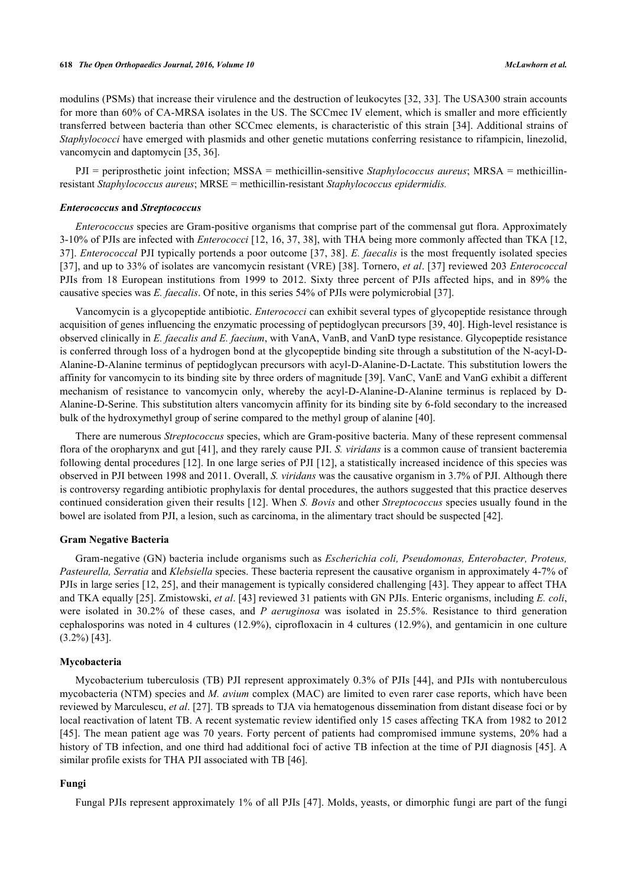modulins (PSMs) that increase their virulence and the destruction of leukocytes [32, 33]. The USA300 strain accounts for more than 60% of CA-MRSA isolates in the US. The SCCmec IV element, which is smaller and more efficiently transferred between bacteria than other SCCmec elements, is characteristic of this strain [34]. Additional strains of *Staphylococci* have emerged with plasmids and other genetic mutations conferring resistance to rifampicin, linezolid, vancomycin and daptomycin [35, 36].

PJI = periprosthetic joint infection; MSSA = methicillin-sensitive *Staphylococcus aureus*; MRSA = methicillin-resistant *Staphylococcus aureus*; MRSE = methicillin-resistant *Staphylococcus epidermidis.*

### *Enterococcus* and *Streptococcus*

*Enterococcus* species are Gram-positive organisms that comprise part of the commensal gut flora. Approximately 3-10% of PJIs are infected with *Enterococci* [12, 16, 37, 38], with THA being more commonly affected than TKA [12, 37]. *Enterococcal* PJI typically portends a poor outcome [37, 38]. *E. faecalis* is the most frequently isolated species [37], and up to 33% of isolates are vancomycin resistant (VRE) [38]. Tornero, *et al*. [37] reviewed 203 *Enterococcal* PJIs from 18 European institutions from 1999 to 2012. Sixty three percent of PJIs affected hips, and in 89% the causative species was *E. faecalis*. Of note, in this series 54% of PJIs were polymicrobial [37].

Vancomycin is a glycopeptide antibiotic. *Enterococci* can exhibit several types of glycopeptide resistance through acquisition of genes influencing the enzymatic processing of peptidoglycan precursors [39, 40]. High-level resistance is observed clinically in *E. faecalis and E. faecium*, with VanA, VanB, and VanD type resistance. Glycopeptide resistance is conferred through loss of a hydrogen bond at the glycopeptide binding site through a substitution of the N-acyl-D-Alanine-D-Alanine terminus of peptidoglycan precursors with acyl-D-Alanine-D-Lactate. This substitution lowers the affinity for vancomycin to its binding site by three orders of magnitude [39]. VanC, VanE and VanG exhibit a different mechanism of resistance to vancomycin only, whereby the acyl-D-Alanine-D-Alanine terminus is replaced by D-Alanine-D-Serine. This substitution alters vancomycin affinity for its binding site by 6-fold secondary to the increased bulk of the hydroxymethyl group of serine compared to the methyl group of alanine [40].

There are numerous *Streptococcus* species, which are Gram-positive bacteria. Many of these represent commensal flora of the oropharynx and gut [41], and they rarely cause PJI. *S. viridans* is a common cause of transient bacteremia following dental procedures [12]. In one large series of PJI [12], a statistically increased incidence of this species was observed in PJI between 1998 and 2011. Overall, *S. viridans* was the causative organism in 3.7% of PJI. Although there is controversy regarding antibiotic prophylaxis for dental procedures, the authors suggested that this practice deserves continued consideration given their results [12]. When *S. Bovis* and other *Streptococcus* species usually found in the bowel are isolated from PJI, a lesion, such as carcinoma, in the alimentary tract should be suspected [42].

### Gram Negative Bacteria

Gram-negative (GN) bacteria include organisms such as *Escherichia coli, Pseudomonas, Enterobacter, Proteus, Pasteurella, Serratia* and *Klebsiella* species. These bacteria represent the causative organism in approximately 4-7% of PJIs in large series [12, 25], and their management is typically considered challenging [43]. They appear to affect THA and TKA equally [25]. Zmistowski, *et al*. [43] reviewed 31 patients with GN PJIs. Enteric organisms, including *E. coli*, were isolated in 30.2% of these cases, and *P aeruginosa* was isolated in 25.5%. Resistance to third generation cephalosporins was noted in 4 cultures (12.9%), ciprofloxacin in 4 cultures (12.9%), and gentamicin in one culture (3.2%) [43].

### Mycobacteria

Mycobacterium tuberculosis (TB) PJI represent approximately 0.3% of PJIs [44], and PJIs with nontuberculous mycobacteria (NTM) species and *M. avium* complex (MAC) are limited to even rarer case reports, which have been reviewed by Marculescu, *et al*. [27]. TB spreads to TJA via hematogenous dissemination from distant disease foci or by local reactivation of latent TB. A recent systematic review identified only 15 cases affecting TKA from 1982 to 2012 [45]. The mean patient age was 70 years. Forty percent of patients had compromised immune systems, 20% had a history of TB infection, and one third had additional foci of active TB infection at the time of PJI diagnosis [45]. A similar profile exists for THA PJI associated with TB [46].

### Fungi

Fungal PJIs represent approximately 1% of all PJIs [47]. Molds, yeasts, or dimorphic fungi are part of the fungi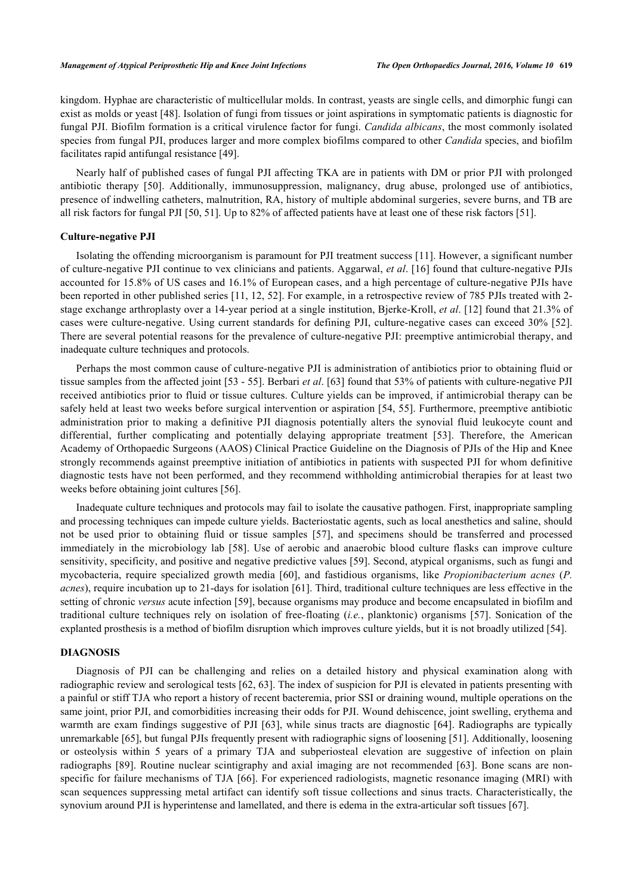kingdom. Hyphae are characteristic of multicellular molds. In contrast, yeasts are single cells, and dimorphic fungi can exist as molds or yeast [48]. Isolation of fungi from tissues or joint aspirations in symptomatic patients is diagnostic for fungal PJI. Biofilm formation is a critical virulence factor for fungi. *Candida albicans*, the most commonly isolated species from fungal PJI, produces larger and more complex biofilms compared to other *Candida* species, and biofilm facilitates rapid antifungal resistance [49].

Nearly half of published cases of fungal PJI affecting TKA are in patients with DM or prior PJI with prolonged antibiotic therapy [50]. Additionally, immunosuppression, malignancy, drug abuse, prolonged use of antibiotics, presence of indwelling catheters, malnutrition, RA, history of multiple abdominal surgeries, severe burns, and TB are all risk factors for fungal PJI [50, 51]. Up to 82% of affected patients have at least one of these risk factors [51].

### Culture-negative PJI

Isolating the offending microorganism is paramount for PJI treatment success [11]. However, a significant number of culture-negative PJI continue to vex clinicians and patients. Aggarwal, *et al*. [16] found that culture-negative PJIs accounted for 15.8% of US cases and 16.1% of European cases, and a high percentage of culture-negative PJIs have been reported in other published series [11, 12, 52]. For example, in a retrospective review of 785 PJIs treated with 2-stage exchange arthroplasty over a 14-year period at a single institution, Bjerke-Kroll, *et al*. [12] found that 21.3% of cases were culture-negative. Using current standards for defining PJI, culture-negative cases can exceed 30% [52]. There are several potential reasons for the prevalence of culture-negative PJI: preemptive antimicrobial therapy, and inadequate culture techniques and protocols.

Perhaps the most common cause of culture-negative PJI is administration of antibiotics prior to obtaining fluid or tissue samples from the affected joint [53 - 55]. Berbari *et al*. [63] found that 53% of patients with culture-negative PJI received antibiotics prior to fluid or tissue cultures. Culture yields can be improved, if antimicrobial therapy can be safely held at least two weeks before surgical intervention or aspiration [54, 55]. Furthermore, preemptive antibiotic administration prior to making a definitive PJI diagnosis potentially alters the synovial fluid leukocyte count and differential, further complicating and potentially delaying appropriate treatment [53]. Therefore, the American Academy of Orthopaedic Surgeons (AAOS) Clinical Practice Guideline on the Diagnosis of PJIs of the Hip and Knee strongly recommends against preemptive initiation of antibiotics in patients with suspected PJI for whom definitive diagnostic tests have not been performed, and they recommend withholding antimicrobial therapies for at least two weeks before obtaining joint cultures [56].

Inadequate culture techniques and protocols may fail to isolate the causative pathogen. First, inappropriate sampling and processing techniques can impede culture yields. Bacteriostatic agents, such as local anesthetics and saline, should not be used prior to obtaining fluid or tissue samples [57], and specimens should be transferred and processed immediately in the microbiology lab [58]. Use of aerobic and anaerobic blood culture flasks can improve culture sensitivity, specificity, and positive and negative predictive values [59]. Second, atypical organisms, such as fungi and mycobacteria, require specialized growth media [60], and fastidious organisms, like *Propionibacterium acnes* (*P. acnes*), require incubation up to 21-days for isolation [61]. Third, traditional culture techniques are less effective in the setting of chronic *versus* acute infection [59], because organisms may produce and become encapsulated in biofilm and traditional culture techniques rely on isolation of free-floating (*i.e.*, planktonic) organisms [57]. Sonication of the explanted prosthesis is a method of biofilm disruption which improves culture yields, but it is not broadly utilized [54].

## DIAGNOSIS

Diagnosis of PJI can be challenging and relies on a detailed history and physical examination along with radiographic review and serological tests [62, 63]. The index of suspicion for PJI is elevated in patients presenting with a painful or stiff TJA who report a history of recent bacteremia, prior SSI or draining wound, multiple operations on the same joint, prior PJI, and comorbidities increasing their odds for PJI. Wound dehiscence, joint swelling, erythema and warmth are exam findings suggestive of PJI [63], while sinus tracts are diagnostic [64]. Radiographs are typically unremarkable [65], but fungal PJIs frequently present with radiographic signs of loosening [51]. Additionally, loosening or osteolysis within 5 years of a primary TJA and subperiosteal elevation are suggestive of infection on plain radiographs [89]. Routine nuclear scintigraphy and axial imaging are not recommended [63]. Bone scans are non-specific for failure mechanisms of TJA [66]. For experienced radiologists, magnetic resonance imaging (MRI) with scan sequences suppressing metal artifact can identify soft tissue collections and sinus tracts. Characteristically, the synovium around PJI is hyperintense and lamellated, and there is edema in the extra-articular soft tissues [67].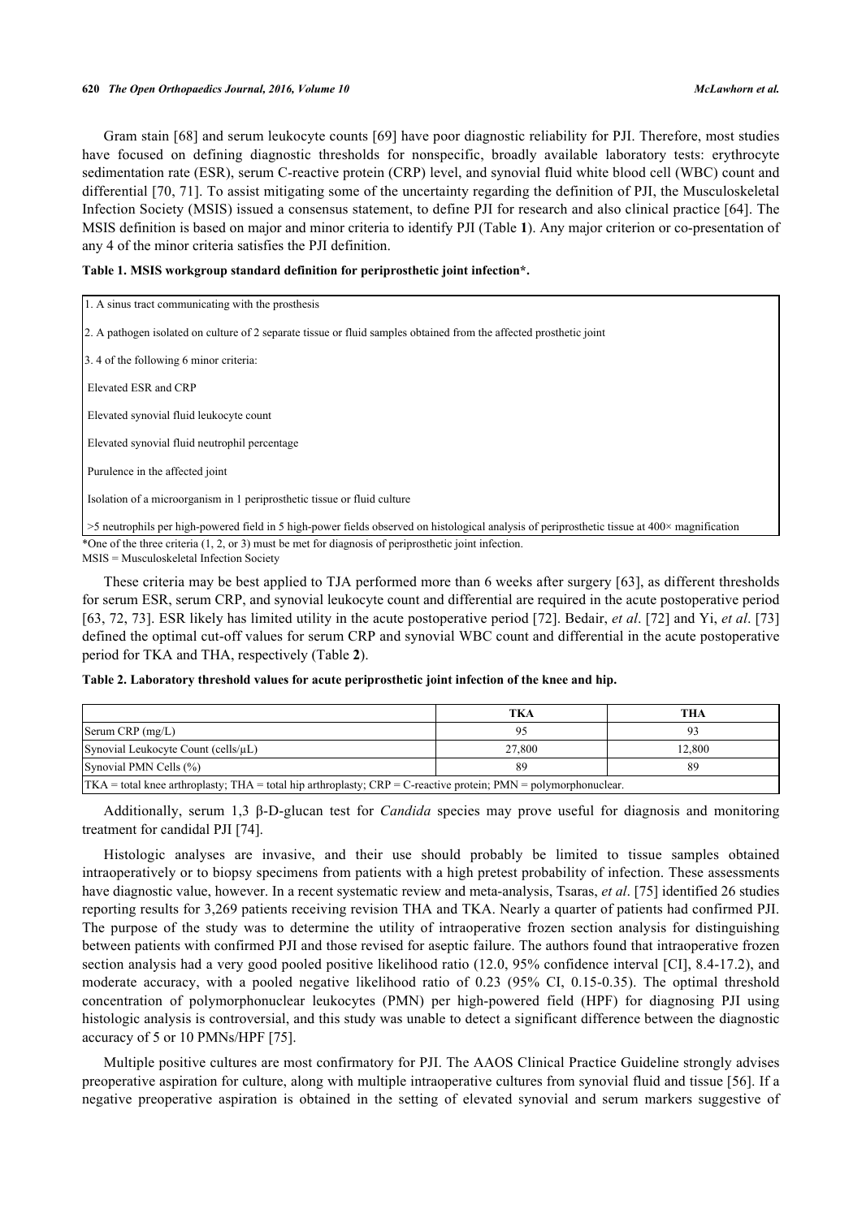Gram stain [68] and serum leukocyte counts [69] have poor diagnostic reliability for PJI. Therefore, most studies have focused on defining diagnostic thresholds for nonspecific, broadly available laboratory tests: erythrocyte sedimentation rate (ESR), serum C-reactive protein (CRP) level, and synovial fluid white blood cell (WBC) count and differential [70, 71]. To assist mitigating some of the uncertainty regarding the definition of PJI, the Musculoskeletal Infection Society (MSIS) issued a consensus statement, to define PJI for research and also clinical practice [64]. The MSIS definition is based on major and minor criteria to identify PJI (Table **1**). Any major criterion or co-presentation of any 4 of the minor criteria satisfies the PJI definition.

**Table 1. MSIS workgroup standard definition for periprosthetic joint infection*.**

| |
|---|
| 1. A sinus tract communicating with the prosthesis |
| 2. A pathogen isolated on culture of 2 separate tissue or fluid samples obtained from the affected prosthetic joint |
| 3. 4 of the following 6 minor criteria: |
| Elevated ESR and CRP |
| Elevated synovial fluid leukocyte count |
| Elevated synovial fluid neutrophil percentage |
| Purulence in the affected joint |
| Isolation of a microorganism in 1 periprosthetic tissue or fluid culture |
| >5 neutrophils per high-powered field in 5 high-power fields observed on histological analysis of periprosthetic tissue at 400× magnification |

*One of the three criteria (1, 2, or 3) must be met for diagnosis of periprosthetic joint infection.
MSIS = Musculoskeletal Infection Society

These criteria may be best applied to TJA performed more than 6 weeks after surgery [63], as different thresholds for serum ESR, serum CRP, and synovial leukocyte count and differential are required in the acute postoperative period [63, 72, 73]. ESR likely has limited utility in the acute postoperative period [72]. Bedair, *et al*. [72] and Yi, *et al*. [73] defined the optimal cut-off values for serum CRP and synovial WBC count and differential in the acute postoperative period for TKA and THA, respectively (Table **2**).

**Table 2. Laboratory threshold values for acute periprosthetic joint infection of the knee and hip.**

| | TKA | THA |
|---|---|---|
| Serum CRP (mg/L) | 95 | 93 |
| Synovial Leukocyte Count (cells/μL) | 27,800 | 12,800 |
| Synovial PMN Cells (%) | 89 | 89 |

TKA = total knee arthroplasty; THA = total hip arthroplasty; CRP = C-reactive protein; PMN = polymorphonuclear.

Additionally, serum 1,3 β-D-glucan test for *Candida* species may prove useful for diagnosis and monitoring treatment for candidal PJI [74].

Histologic analyses are invasive, and their use should probably be limited to tissue samples obtained intraoperatively or to biopsy specimens from patients with a high pretest probability of infection. These assessments have diagnostic value, however. In a recent systematic review and meta-analysis, Tsaras, *et al*. [75] identified 26 studies reporting results for 3,269 patients receiving revision THA and TKA. Nearly a quarter of patients had confirmed PJI. The purpose of the study was to determine the utility of intraoperative frozen section analysis for distinguishing between patients with confirmed PJI and those revised for aseptic failure. The authors found that intraoperative frozen section analysis had a very good pooled positive likelihood ratio (12.0, 95% confidence interval [CI], 8.4-17.2), and moderate accuracy, with a pooled negative likelihood ratio of 0.23 (95% CI, 0.15-0.35). The optimal threshold concentration of polymorphonuclear leukocytes (PMN) per high-powered field (HPF) for diagnosing PJI using histologic analysis is controversial, and this study was unable to detect a significant difference between the diagnostic accuracy of 5 or 10 PMNs/HPF [75].

Multiple positive cultures are most confirmatory for PJI. The AAOS Clinical Practice Guideline strongly advises preoperative aspiration for culture, along with multiple intraoperative cultures from synovial fluid and tissue [56]. If a negative preoperative aspiration is obtained in the setting of elevated synovial and serum markers suggestive of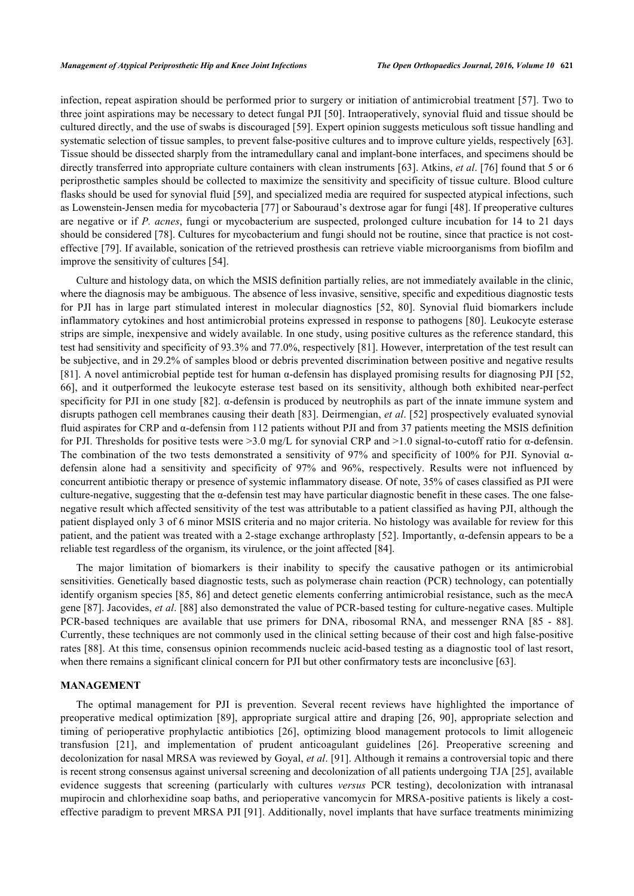infection, repeat aspiration should be performed prior to surgery or initiation of antimicrobial treatment [57]. Two to three joint aspirations may be necessary to detect fungal PJI [50]. Intraoperatively, synovial fluid and tissue should be cultured directly, and the use of swabs is discouraged [59]. Expert opinion suggests meticulous soft tissue handling and systematic selection of tissue samples, to prevent false-positive cultures and to improve culture yields, respectively [63]. Tissue should be dissected sharply from the intramedullary canal and implant-bone interfaces, and specimens should be directly transferred into appropriate culture containers with clean instruments [63]. Atkins, *et al*. [76] found that 5 or 6 periprosthetic samples should be collected to maximize the sensitivity and specificity of tissue culture. Blood culture flasks should be used for synovial fluid [59], and specialized media are required for suspected atypical infections, such as Lowenstein-Jensen media for mycobacteria [77] or Sabouraud's dextrose agar for fungi [48]. If preoperative cultures are negative or if *P. acnes*, fungi or mycobacterium are suspected, prolonged culture incubation for 14 to 21 days should be considered [78]. Cultures for mycobacterium and fungi should not be routine, since that practice is not cost-effective [79]. If available, sonication of the retrieved prosthesis can retrieve viable microorganisms from biofilm and improve the sensitivity of cultures [54].

Culture and histology data, on which the MSIS definition partially relies, are not immediately available in the clinic, where the diagnosis may be ambiguous. The absence of less invasive, sensitive, specific and expeditious diagnostic tests for PJI has in large part stimulated interest in molecular diagnostics [52, 80]. Synovial fluid biomarkers include inflammatory cytokines and host antimicrobial proteins expressed in response to pathogens [80]. Leukocyte esterase strips are simple, inexpensive and widely available. In one study, using positive cultures as the reference standard, this test had sensitivity and specificity of 93.3% and 77.0%, respectively [81]. However, interpretation of the test result can be subjective, and in 29.2% of samples blood or debris prevented discrimination between positive and negative results [81]. A novel antimicrobial peptide test for human α-defensin has displayed promising results for diagnosing PJI [52, 66], and it outperformed the leukocyte esterase test based on its sensitivity, although both exhibited near-perfect specificity for PJI in one study [82]. α-defensin is produced by neutrophils as part of the innate immune system and disrupts pathogen cell membranes causing their death [83]. Deirmengian, *et al*. [52] prospectively evaluated synovial fluid aspirates for CRP and α-defensin from 112 patients without PJI and from 37 patients meeting the MSIS definition for PJI. Thresholds for positive tests were >3.0 mg/L for synovial CRP and >1.0 signal-to-cutoff ratio for α-defensin. The combination of the two tests demonstrated a sensitivity of 97% and specificity of 100% for PJI. Synovial α-defensin alone had a sensitivity and specificity of 97% and 96%, respectively. Results were not influenced by concurrent antibiotic therapy or presence of systemic inflammatory disease. Of note, 35% of cases classified as PJI were culture-negative, suggesting that the α-defensin test may have particular diagnostic benefit in these cases. The one false-negative result which affected sensitivity of the test was attributable to a patient classified as having PJI, although the patient displayed only 3 of 6 minor MSIS criteria and no major criteria. No histology was available for review for this patient, and the patient was treated with a 2-stage exchange arthroplasty [52]. Importantly, α-defensin appears to be a reliable test regardless of the organism, its virulence, or the joint affected [84].

The major limitation of biomarkers is their inability to specify the causative pathogen or its antimicrobial sensitivities. Genetically based diagnostic tests, such as polymerase chain reaction (PCR) technology, can potentially identify organism species [85, 86] and detect genetic elements conferring antimicrobial resistance, such as the mecA gene [87]. Jacovides, *et al*. [88] also demonstrated the value of PCR-based testing for culture-negative cases. Multiple PCR-based techniques are available that use primers for DNA, ribosomal RNA, and messenger RNA [85 - 88]. Currently, these techniques are not commonly used in the clinical setting because of their cost and high false-positive rates [88]. At this time, consensus opinion recommends nucleic acid-based testing as a diagnostic tool of last resort, when there remains a significant clinical concern for PJI but other confirmatory tests are inconclusive [63].

## MANAGEMENT

The optimal management for PJI is prevention. Several recent reviews have highlighted the importance of preoperative medical optimization [89], appropriate surgical attire and draping [26, 90], appropriate selection and timing of perioperative prophylactic antibiotics [26], optimizing blood management protocols to limit allogeneic transfusion [21], and implementation of prudent anticoagulant guidelines [26]. Preoperative screening and decolonization for nasal MRSA was reviewed by Goyal, *et al*. [91]. Although it remains a controversial topic and there is recent strong consensus against universal screening and decolonization of all patients undergoing TJA [25], available evidence suggests that screening (particularly with cultures *versus* PCR testing), decolonization with intranasal mupirocin and chlorhexidine soap baths, and perioperative vancomycin for MRSA-positive patients is likely a cost-effective paradigm to prevent MRSA PJI [91]. Additionally, novel implants that have surface treatments minimizing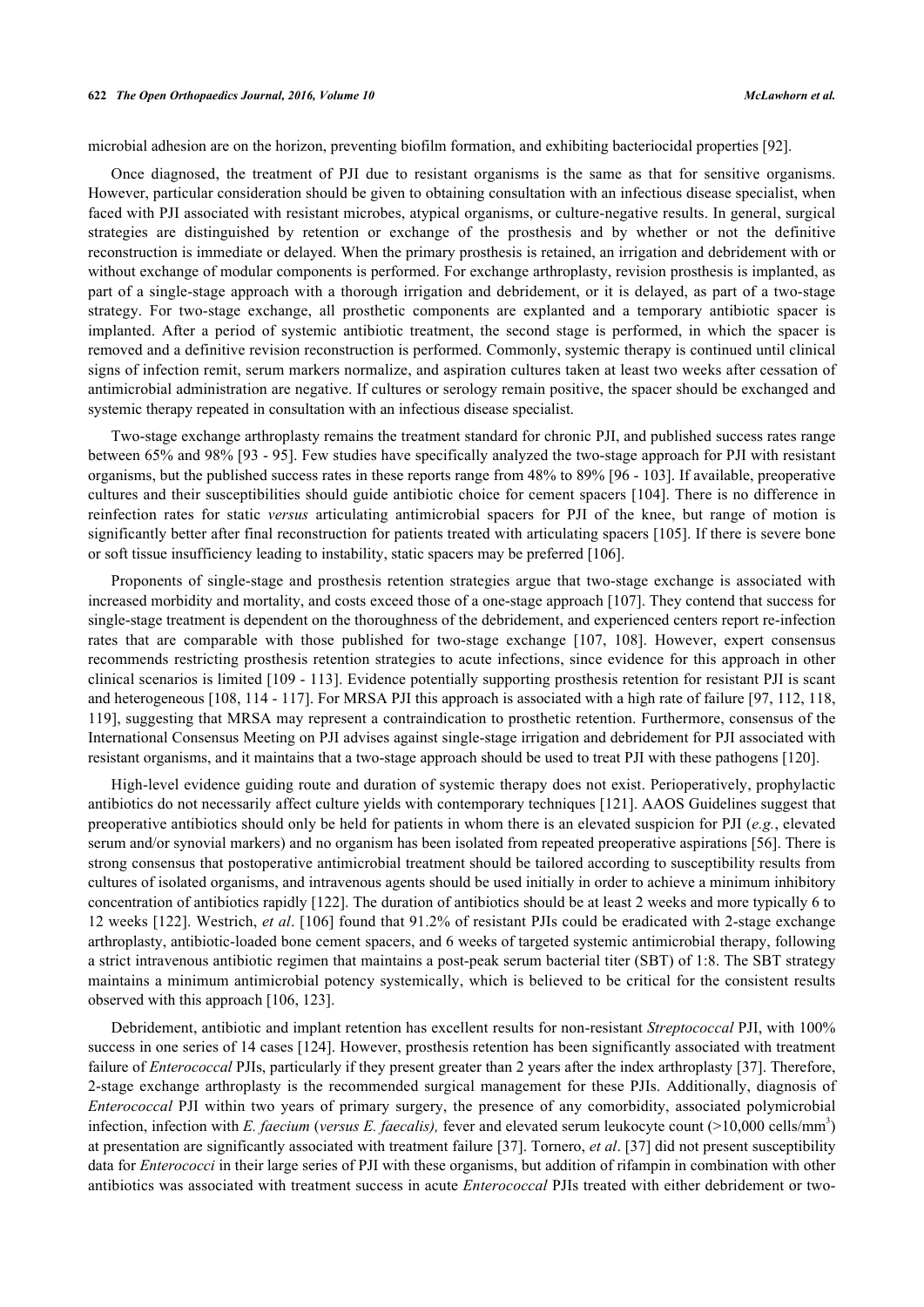microbial adhesion are on the horizon, preventing biofilm formation, and exhibiting bacteriocidal properties [92].

Once diagnosed, the treatment of PJI due to resistant organisms is the same as that for sensitive organisms. However, particular consideration should be given to obtaining consultation with an infectious disease specialist, when faced with PJI associated with resistant microbes, atypical organisms, or culture-negative results. In general, surgical strategies are distinguished by retention or exchange of the prosthesis and by whether or not the definitive reconstruction is immediate or delayed. When the primary prosthesis is retained, an irrigation and debridement with or without exchange of modular components is performed. For exchange arthroplasty, revision prosthesis is implanted, as part of a single-stage approach with a thorough irrigation and debridement, or it is delayed, as part of a two-stage strategy. For two-stage exchange, all prosthetic components are explanted and a temporary antibiotic spacer is implanted. After a period of systemic antibiotic treatment, the second stage is performed, in which the spacer is removed and a definitive revision reconstruction is performed. Commonly, systemic therapy is continued until clinical signs of infection remit, serum markers normalize, and aspiration cultures taken at least two weeks after cessation of antimicrobial administration are negative. If cultures or serology remain positive, the spacer should be exchanged and systemic therapy repeated in consultation with an infectious disease specialist.

Two-stage exchange arthroplasty remains the treatment standard for chronic PJI, and published success rates range between 65% and 98% [93 - 95]. Few studies have specifically analyzed the two-stage approach for PJI with resistant organisms, but the published success rates in these reports range from 48% to 89% [96 - 103]. If available, preoperative cultures and their susceptibilities should guide antibiotic choice for cement spacers [104]. There is no difference in reinfection rates for static *versus* articulating antimicrobial spacers for PJI of the knee, but range of motion is significantly better after final reconstruction for patients treated with articulating spacers [105]. If there is severe bone or soft tissue insufficiency leading to instability, static spacers may be preferred [106].

Proponents of single-stage and prosthesis retention strategies argue that two-stage exchange is associated with increased morbidity and mortality, and costs exceed those of a one-stage approach [107]. They contend that success for single-stage treatment is dependent on the thoroughness of the debridement, and experienced centers report re-infection rates that are comparable with those published for two-stage exchange [107, 108]. However, expert consensus recommends restricting prosthesis retention strategies to acute infections, since evidence for this approach in other clinical scenarios is limited [109 - 113]. Evidence potentially supporting prosthesis retention for resistant PJI is scant and heterogeneous [108, 114 - 117]. For MRSA PJI this approach is associated with a high rate of failure [97, 112, 118, 119], suggesting that MRSA may represent a contraindication to prosthetic retention. Furthermore, consensus of the International Consensus Meeting on PJI advises against single-stage irrigation and debridement for PJI associated with resistant organisms, and it maintains that a two-stage approach should be used to treat PJI with these pathogens [120].

High-level evidence guiding route and duration of systemic therapy does not exist. Perioperatively, prophylactic antibiotics do not necessarily affect culture yields with contemporary techniques [121]. AAOS Guidelines suggest that preoperative antibiotics should only be held for patients in whom there is an elevated suspicion for PJI (*e.g.*, elevated serum and/or synovial markers) and no organism has been isolated from repeated preoperative aspirations [56]. There is strong consensus that postoperative antimicrobial treatment should be tailored according to susceptibility results from cultures of isolated organisms, and intravenous agents should be used initially in order to achieve a minimum inhibitory concentration of antibiotics rapidly [122]. The duration of antibiotics should be at least 2 weeks and more typically 6 to 12 weeks [122]. Westrich, *et al*. [106] found that 91.2% of resistant PJIs could be eradicated with 2-stage exchange arthroplasty, antibiotic-loaded bone cement spacers, and 6 weeks of targeted systemic antimicrobial therapy, following a strict intravenous antibiotic regimen that maintains a post-peak serum bacterial titer (SBT) of 1:8. The SBT strategy maintains a minimum antimicrobial potency systemically, which is believed to be critical for the consistent results observed with this approach [106, 123].

Debridement, antibiotic and implant retention has excellent results for non-resistant *Streptococcal* PJI, with 100% success in one series of 14 cases [124]. However, prosthesis retention has been significantly associated with treatment failure of *Enterococcal* PJIs, particularly if they present greater than 2 years after the index arthroplasty [37]. Therefore, 2-stage exchange arthroplasty is the recommended surgical management for these PJIs. Additionally, diagnosis of *Enterococcal* PJI within two years of primary surgery, the presence of any comorbidity, associated polymicrobial infection, infection with *E. faecium* (*versus E. faecalis),* fever and elevated serum leukocyte count (>10,000 cells/mm$^3$) at presentation are significantly associated with treatment failure [37]. Tornero, *et al*. [37] did not present susceptibility data for *Enterococci* in their large series of PJI with these organisms, but addition of rifampin in combination with other antibiotics was associated with treatment success in acute *Enterococcal* PJIs treated with either debridement or two-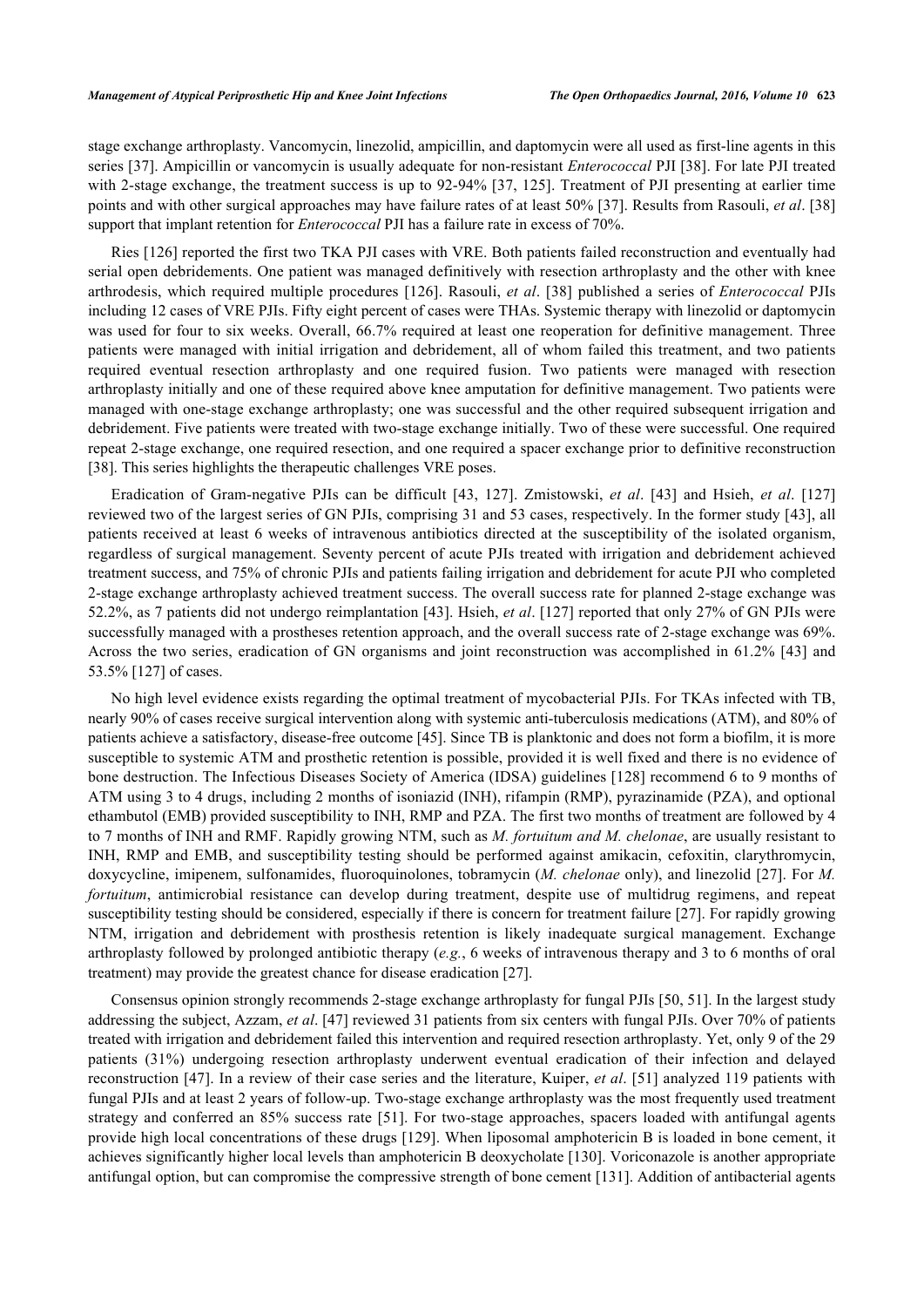stage exchange arthroplasty. Vancomycin, linezolid, ampicillin, and daptomycin were all used as first-line agents in this series [37]. Ampicillin or vancomycin is usually adequate for non-resistant *Enterococcal* PJI [38]. For late PJI treated with 2-stage exchange, the treatment success is up to 92-94% [37, 125]. Treatment of PJI presenting at earlier time points and with other surgical approaches may have failure rates of at least 50% [37]. Results from Rasouli, *et al*. [38] support that implant retention for *Enterococcal* PJI has a failure rate in excess of 70%.

Ries [126] reported the first two TKA PJI cases with VRE. Both patients failed reconstruction and eventually had serial open debridements. One patient was managed definitively with resection arthroplasty and the other with knee arthrodesis, which required multiple procedures [126]. Rasouli, *et al*. [38] published a series of *Enterococcal* PJIs including 12 cases of VRE PJIs. Fifty eight percent of cases were THAs. Systemic therapy with linezolid or daptomycin was used for four to six weeks. Overall, 66.7% required at least one reoperation for definitive management. Three patients were managed with initial irrigation and debridement, all of whom failed this treatment, and two patients required eventual resection arthroplasty and one required fusion. Two patients were managed with resection arthroplasty initially and one of these required above knee amputation for definitive management. Two patients were managed with one-stage exchange arthroplasty; one was successful and the other required subsequent irrigation and debridement. Five patients were treated with two-stage exchange initially. Two of these were successful. One required repeat 2-stage exchange, one required resection, and one required a spacer exchange prior to definitive reconstruction [38]. This series highlights the therapeutic challenges VRE poses.

Eradication of Gram-negative PJIs can be difficult [43, 127]. Zmistowski, *et al*. [43] and Hsieh, *et al*. [127] reviewed two of the largest series of GN PJIs, comprising 31 and 53 cases, respectively. In the former study [43], all patients received at least 6 weeks of intravenous antibiotics directed at the susceptibility of the isolated organism, regardless of surgical management. Seventy percent of acute PJIs treated with irrigation and debridement achieved treatment success, and 75% of chronic PJIs and patients failing irrigation and debridement for acute PJI who completed 2-stage exchange arthroplasty achieved treatment success. The overall success rate for planned 2-stage exchange was 52.2%, as 7 patients did not undergo reimplantation [43]. Hsieh, *et al*. [127] reported that only 27% of GN PJIs were successfully managed with a prostheses retention approach, and the overall success rate of 2-stage exchange was 69%. Across the two series, eradication of GN organisms and joint reconstruction was accomplished in 61.2% [43] and 53.5% [127] of cases.

No high level evidence exists regarding the optimal treatment of mycobacterial PJIs. For TKAs infected with TB, nearly 90% of cases receive surgical intervention along with systemic anti-tuberculosis medications (ATM), and 80% of patients achieve a satisfactory, disease-free outcome [45]. Since TB is planktonic and does not form a biofilm, it is more susceptible to systemic ATM and prosthetic retention is possible, provided it is well fixed and there is no evidence of bone destruction. The Infectious Diseases Society of America (IDSA) guidelines [128] recommend 6 to 9 months of ATM using 3 to 4 drugs, including 2 months of isoniazid (INH), rifampin (RMP), pyrazinamide (PZA), and optional ethambutol (EMB) provided susceptibility to INH, RMP and PZA. The first two months of treatment are followed by 4 to 7 months of INH and RMF. Rapidly growing NTM, such as *M. fortuitum and M. chelonae*, are usually resistant to INH, RMP and EMB, and susceptibility testing should be performed against amikacin, cefoxitin, clarythromycin, doxycycline, imipenem, sulfonamides, fluoroquinolones, tobramycin (*M. chelonae* only), and linezolid [27]. For *M. fortuitum*, antimicrobial resistance can develop during treatment, despite use of multidrug regimens, and repeat susceptibility testing should be considered, especially if there is concern for treatment failure [27]. For rapidly growing NTM, irrigation and debridement with prosthesis retention is likely inadequate surgical management. Exchange arthroplasty followed by prolonged antibiotic therapy (*e.g.*, 6 weeks of intravenous therapy and 3 to 6 months of oral treatment) may provide the greatest chance for disease eradication [27].

Consensus opinion strongly recommends 2-stage exchange arthroplasty for fungal PJIs [50, 51]. In the largest study addressing the subject, Azzam, *et al*. [47] reviewed 31 patients from six centers with fungal PJIs. Over 70% of patients treated with irrigation and debridement failed this intervention and required resection arthroplasty. Yet, only 9 of the 29 patients (31%) undergoing resection arthroplasty underwent eventual eradication of their infection and delayed reconstruction [47]. In a review of their case series and the literature, Kuiper, *et al*. [51] analyzed 119 patients with fungal PJIs and at least 2 years of follow-up. Two-stage exchange arthroplasty was the most frequently used treatment strategy and conferred an 85% success rate [51]. For two-stage approaches, spacers loaded with antifungal agents provide high local concentrations of these drugs [129]. When liposomal amphotericin B is loaded in bone cement, it achieves significantly higher local levels than amphotericin B deoxycholate [130]. Voriconazole is another appropriate antifungal option, but can compromise the compressive strength of bone cement [131]. Addition of antibacterial agents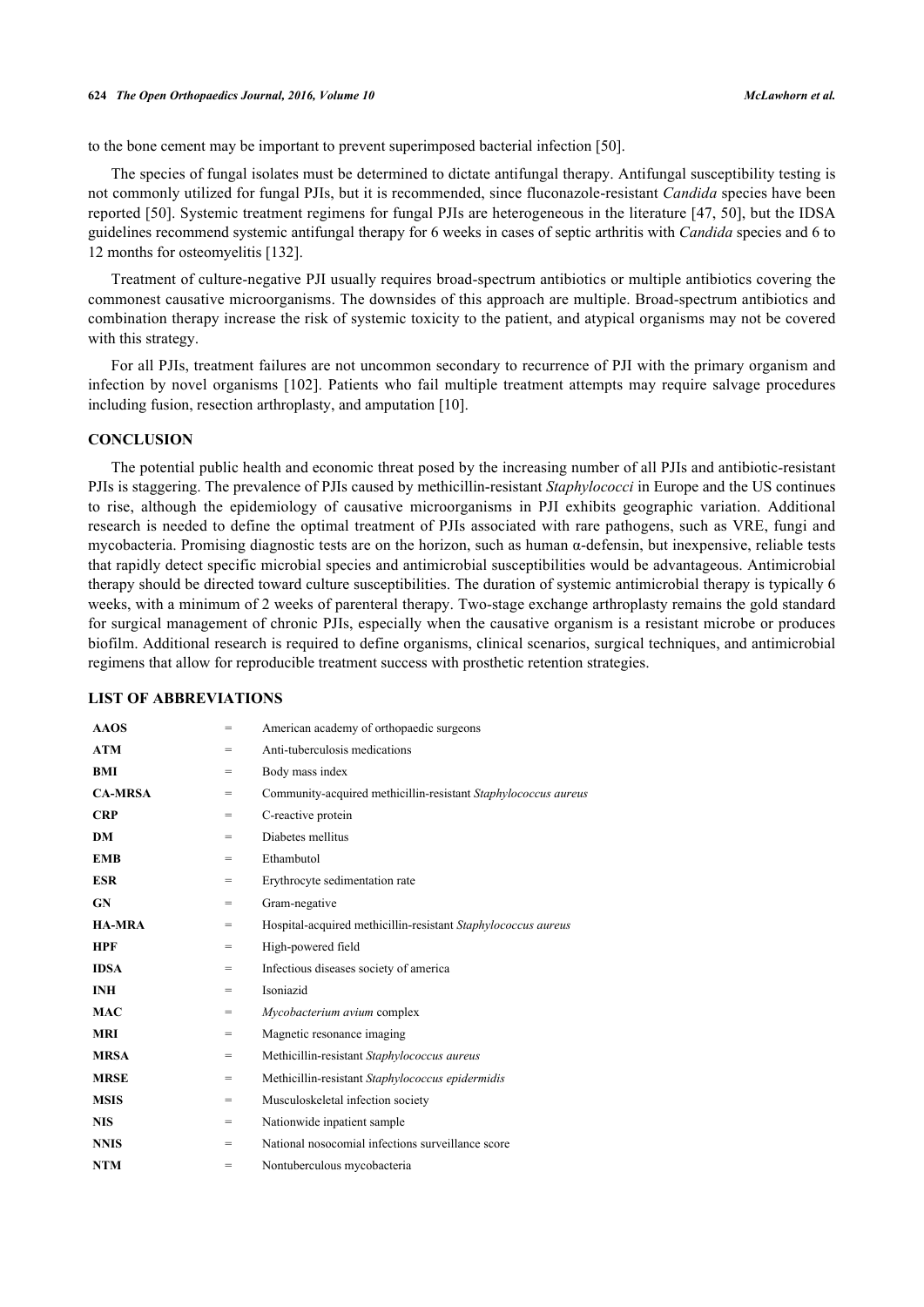to the bone cement may be important to prevent superimposed bacterial infection [50].

The species of fungal isolates must be determined to dictate antifungal therapy. Antifungal susceptibility testing is not commonly utilized for fungal PJIs, but it is recommended, since fluconazole-resistant *Candida* species have been reported [50]. Systemic treatment regimens for fungal PJIs are heterogeneous in the literature [47, 50], but the IDSA guidelines recommend systemic antifungal therapy for 6 weeks in cases of septic arthritis with *Candida* species and 6 to 12 months for osteomyelitis [132].

Treatment of culture-negative PJI usually requires broad-spectrum antibiotics or multiple antibiotics covering the commonest causative microorganisms. The downsides of this approach are multiple. Broad-spectrum antibiotics and combination therapy increase the risk of systemic toxicity to the patient, and atypical organisms may not be covered with this strategy.

For all PJIs, treatment failures are not uncommon secondary to recurrence of PJI with the primary organism and infection by novel organisms [102]. Patients who fail multiple treatment attempts may require salvage procedures including fusion, resection arthroplasty, and amputation [10].

## CONCLUSION

The potential public health and economic threat posed by the increasing number of all PJIs and antibiotic-resistant PJIs is staggering. The prevalence of PJIs caused by methicillin-resistant *Staphylococci* in Europe and the US continues to rise, although the epidemiology of causative microorganisms in PJI exhibits geographic variation. Additional research is needed to define the optimal treatment of PJIs associated with rare pathogens, such as VRE, fungi and mycobacteria. Promising diagnostic tests are on the horizon, such as human α-defensin, but inexpensive, reliable tests that rapidly detect specific microbial species and antimicrobial susceptibilities would be advantageous. Antimicrobial therapy should be directed toward culture susceptibilities. The duration of systemic antimicrobial therapy is typically 6 weeks, with a minimum of 2 weeks of parenteral therapy. Two-stage exchange arthroplasty remains the gold standard for surgical management of chronic PJIs, especially when the causative organism is a resistant microbe or produces biofilm. Additional research is required to define organisms, clinical scenarios, surgical techniques, and antimicrobial regimens that allow for reproducible treatment success with prosthetic retention strategies.

## LIST OF ABBREVIATIONS

| | | |
|---|---|---|
| **AAOS** | = | American academy of orthopaedic surgeons |
| **ATM** | = | Anti-tuberculosis medications |
| **BMI** | = | Body mass index |
| **CA-MRSA** | = | Community-acquired methicillin-resistant *Staphylococcus aureus* |
| **CRP** | = | C-reactive protein |
| **DM** | = | Diabetes mellitus |
| **EMB** | = | Ethambutol |
| **ESR** | = | Erythrocyte sedimentation rate |
| **GN** | = | Gram-negative |
| **HA-MRA** | = | Hospital-acquired methicillin-resistant *Staphylococcus aureus* |
| **HPF** | = | High-powered field |
| **IDSA** | = | Infectious diseases society of america |
| **INH** | = | Isoniazid |
| **MAC** | = | *Mycobacterium avium* complex |
| **MRI** | = | Magnetic resonance imaging |
| **MRSA** | = | Methicillin-resistant *Staphylococcus aureus* |
| **MRSE** | = | Methicillin-resistant *Staphylococcus epidermidis* |
| **MSIS** | = | Musculoskeletal infection society |
| **NIS** | = | Nationwide inpatient sample |
| **NNIS** | = | National nosocomial infections surveillance score |
| **NTM** | = | Nontuberculous mycobacteria |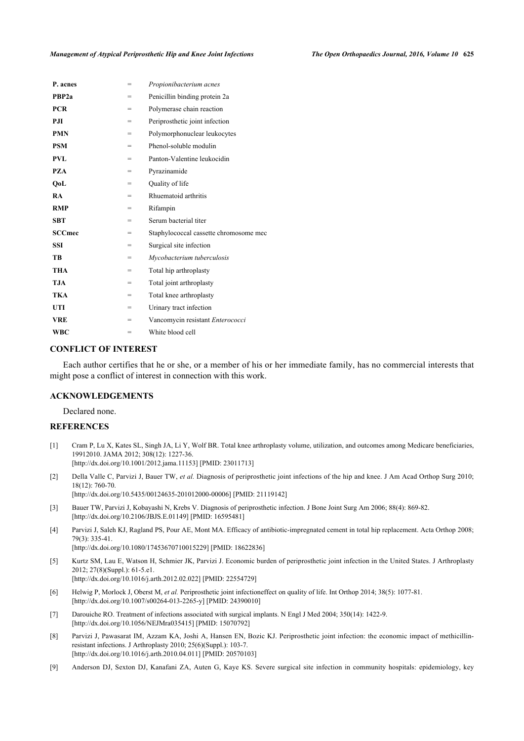| | | |
|---|---|---|
| **P. acnes** | = | *Propionibacterium acnes* |
| **PBP2a** | = | Penicillin binding protein 2a |
| **PCR** | = | Polymerase chain reaction |
| **PJI** | = | Periprosthetic joint infection |
| **PMN** | = | Polymorphonuclear leukocytes |
| **PSM** | = | Phenol-soluble modulin |
| **PVL** | = | Panton-Valentine leukocidin |
| **PZA** | = | Pyrazinamide |
| **QoL** | = | Quality of life |
| **RA** | = | Rhuematoid arthritis |
| **RMP** | = | Rifampin |
| **SBT** | = | Serum bacterial titer |
| **SCCmec** | = | Staphylococcal cassette chromosome mec |
| **SSI** | = | Surgical site infection |
| **TB** | = | *Mycobacterium tuberculosis* |
| **THA** | = | Total hip arthroplasty |
| **TJA** | = | Total joint arthroplasty |
| **TKA** | = | Total knee arthroplasty |
| **UTI** | = | Urinary tract infection |
| **VRE** | = | Vancomycin resistant *Enterococci* |
| **WBC** | = | White blood cell |

## CONFLICT OF INTEREST

Each author certifies that he or she, or a member of his or her immediate family, has no commercial interests that might pose a conflict of interest in connection with this work.

## ACKNOWLEDGEMENTS

Declared none.

## REFERENCES

[1] Cram P, Lu X, Kates SL, Singh JA, Li Y, Wolf BR. Total knee arthroplasty volume, utilization, and outcomes among Medicare beneficiaries, 19912010. JAMA 2012; 308(12): 1227-36.
[http://dx.doi.org/10.1001/2012.jama.11153] [PMID: 23011713]

[2] Della Valle C, Parvizi J, Bauer TW, *et al.* Diagnosis of periprosthetic joint infections of the hip and knee. J Am Acad Orthop Surg 2010; 18(12): 760-70.
[http://dx.doi.org/10.5435/00124635-201012000-00006] [PMID: 21119142]

[3] Bauer TW, Parvizi J, Kobayashi N, Krebs V. Diagnosis of periprosthetic infection. J Bone Joint Surg Am 2006; 88(4): 869-82.
[http://dx.doi.org/10.2106/JBJS.E.01149] [PMID: 16595481]

[4] Parvizi J, Saleh KJ, Ragland PS, Pour AE, Mont MA. Efficacy of antibiotic-impregnated cement in total hip replacement. Acta Orthop 2008; 79(3): 335-41.
[http://dx.doi.org/10.1080/17453670710015229] [PMID: 18622836]

[5] Kurtz SM, Lau E, Watson H, Schmier JK, Parvizi J. Economic burden of periprosthetic joint infection in the United States. J Arthroplasty 2012; 27(8)(Suppl.): 61-5.e1.
[http://dx.doi.org/10.1016/j.arth.2012.02.022] [PMID: 22554729]

[6] Helwig P, Morlock J, Oberst M, *et al.* Periprosthetic joint infectioneffect on quality of life. Int Orthop 2014; 38(5): 1077-81.
[http://dx.doi.org/10.1007/s00264-013-2265-y] [PMID: 24390010]

[7] Darouiche RO. Treatment of infections associated with surgical implants. N Engl J Med 2004; 350(14): 1422-9.
[http://dx.doi.org/10.1056/NEJMra035415] [PMID: 15070792]

[8] Parvizi J, Pawasarat IM, Azzam KA, Joshi A, Hansen EN, Bozic KJ. Periprosthetic joint infection: the economic impact of methicillin-resistant infections. J Arthroplasty 2010; 25(6)(Suppl.): 103-7.
[http://dx.doi.org/10.1016/j.arth.2010.04.011] [PMID: 20570103]

[9] Anderson DJ, Sexton DJ, Kanafani ZA, Auten G, Kaye KS. Severe surgical site infection in community hospitals: epidemiology, key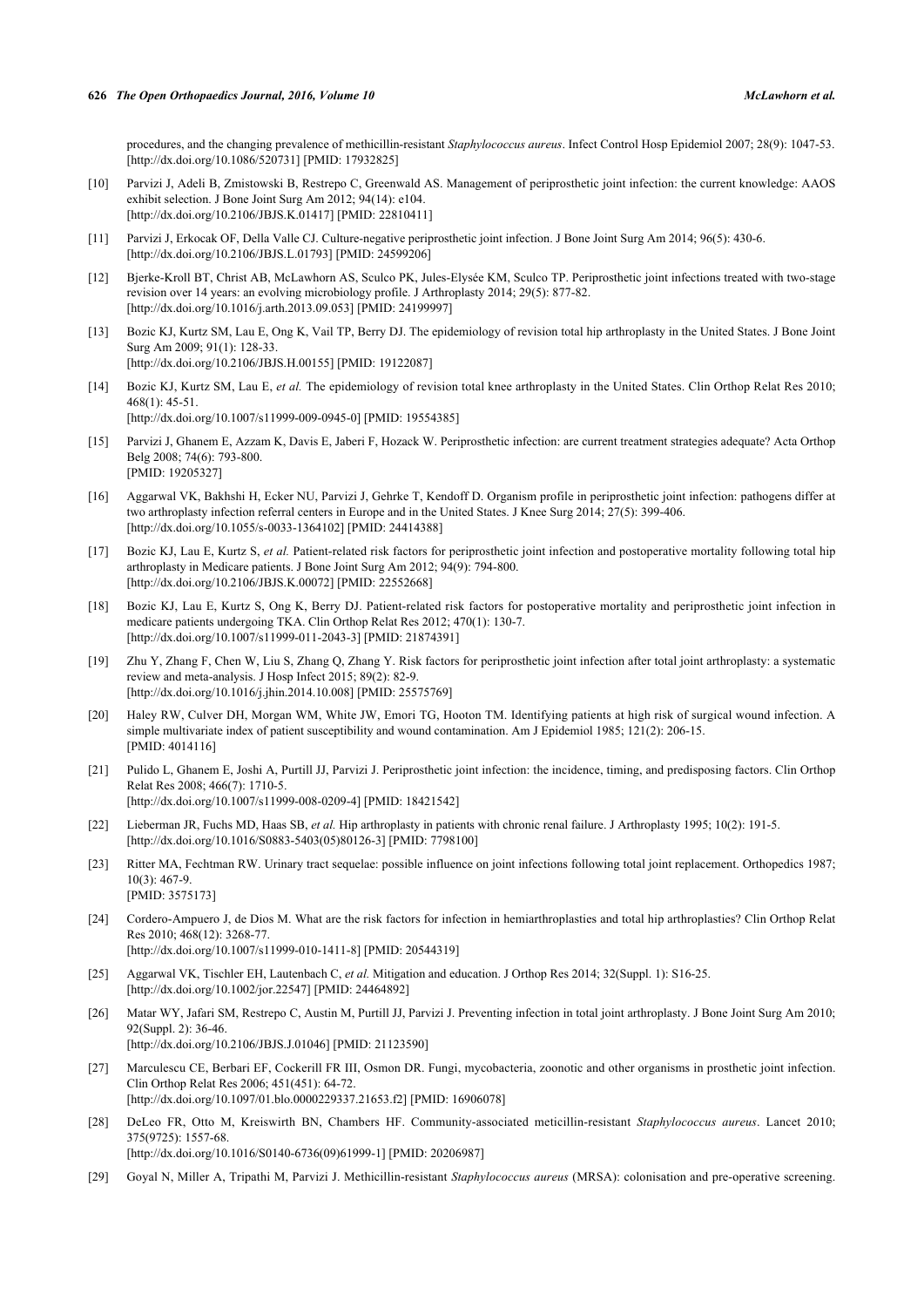procedures, and the changing prevalence of methicillin-resistant *Staphylococcus aureus*. Infect Control Hosp Epidemiol 2007; 28(9): 1047-53. [http://dx.doi.org/10.1086/520731] [PMID: 17932825]

[10] Parvizi J, Adeli B, Zmistowski B, Restrepo C, Greenwald AS. Management of periprosthetic joint infection: the current knowledge: AAOS exhibit selection. J Bone Joint Surg Am 2012; 94(14): e104. [http://dx.doi.org/10.2106/JBJS.K.01417] [PMID: 22810411]

[11] Parvizi J, Erkocak OF, Della Valle CJ. Culture-negative periprosthetic joint infection. J Bone Joint Surg Am 2014; 96(5): 430-6. [http://dx.doi.org/10.2106/JBJS.L.01793] [PMID: 24599206]

[12] Bjerke-Kroll BT, Christ AB, McLawhorn AS, Sculco PK, Jules-Elysée KM, Sculco TP. Periprosthetic joint infections treated with two-stage revision over 14 years: an evolving microbiology profile. J Arthroplasty 2014; 29(5): 877-82. [http://dx.doi.org/10.1016/j.arth.2013.09.053] [PMID: 24199997]

[13] Bozic KJ, Kurtz SM, Lau E, Ong K, Vail TP, Berry DJ. The epidemiology of revision total hip arthroplasty in the United States. J Bone Joint Surg Am 2009; 91(1): 128-33. [http://dx.doi.org/10.2106/JBJS.H.00155] [PMID: 19122087]

[14] Bozic KJ, Kurtz SM, Lau E, *et al.* The epidemiology of revision total knee arthroplasty in the United States. Clin Orthop Relat Res 2010; 468(1): 45-51. [http://dx.doi.org/10.1007/s11999-009-0945-0] [PMID: 19554385]

[15] Parvizi J, Ghanem E, Azzam K, Davis E, Jaberi F, Hozack W. Periprosthetic infection: are current treatment strategies adequate? Acta Orthop Belg 2008; 74(6): 793-800. [PMID: 19205327]

[16] Aggarwal VK, Bakhshi H, Ecker NU, Parvizi J, Gehrke T, Kendoff D. Organism profile in periprosthetic joint infection: pathogens differ at two arthroplasty infection referral centers in Europe and in the United States. J Knee Surg 2014; 27(5): 399-406. [http://dx.doi.org/10.1055/s-0033-1364102] [PMID: 24414388]

[17] Bozic KJ, Lau E, Kurtz S, *et al.* Patient-related risk factors for periprosthetic joint infection and postoperative mortality following total hip arthroplasty in Medicare patients. J Bone Joint Surg Am 2012; 94(9): 794-800. [http://dx.doi.org/10.2106/JBJS.K.00072] [PMID: 22552668]

[18] Bozic KJ, Lau E, Kurtz S, Ong K, Berry DJ. Patient-related risk factors for postoperative mortality and periprosthetic joint infection in medicare patients undergoing TKA. Clin Orthop Relat Res 2012; 470(1): 130-7. [http://dx.doi.org/10.1007/s11999-011-2043-3] [PMID: 21874391]

[19] Zhu Y, Zhang F, Chen W, Liu S, Zhang Q, Zhang Y. Risk factors for periprosthetic joint infection after total joint arthroplasty: a systematic review and meta-analysis. J Hosp Infect 2015; 89(2): 82-9. [http://dx.doi.org/10.1016/j.jhin.2014.10.008] [PMID: 25575769]

[20] Haley RW, Culver DH, Morgan WM, White JW, Emori TG, Hooton TM. Identifying patients at high risk of surgical wound infection. A simple multivariate index of patient susceptibility and wound contamination. Am J Epidemiol 1985; 121(2): 206-15. [PMID: 4014116]

[21] Pulido L, Ghanem E, Joshi A, Purtill JJ, Parvizi J. Periprosthetic joint infection: the incidence, timing, and predisposing factors. Clin Orthop Relat Res 2008; 466(7): 1710-5. [http://dx.doi.org/10.1007/s11999-008-0209-4] [PMID: 18421542]

[22] Lieberman JR, Fuchs MD, Haas SB, *et al.* Hip arthroplasty in patients with chronic renal failure. J Arthroplasty 1995; 10(2): 191-5. [http://dx.doi.org/10.1016/S0883-5403(05)80126-3] [PMID: 7798100]

[23] Ritter MA, Fechtman RW. Urinary tract sequelae: possible influence on joint infections following total joint replacement. Orthopedics 1987; 10(3): 467-9. [PMID: 3575173]

[24] Cordero-Ampuero J, de Dios M. What are the risk factors for infection in hemiarthroplasties and total hip arthroplasties? Clin Orthop Relat Res 2010; 468(12): 3268-77. [http://dx.doi.org/10.1007/s11999-010-1411-8] [PMID: 20544319]

[25] Aggarwal VK, Tischler EH, Lautenbach C, *et al.* Mitigation and education. J Orthop Res 2014; 32(Suppl. 1): S16-25. [http://dx.doi.org/10.1002/jor.22547] [PMID: 24464892]

[26] Matar WY, Jafari SM, Restrepo C, Austin M, Purtill JJ, Parvizi J. Preventing infection in total joint arthroplasty. J Bone Joint Surg Am 2010; 92(Suppl. 2): 36-46. [http://dx.doi.org/10.2106/JBJS.J.01046] [PMID: 21123590]

[27] Marculescu CE, Berbari EF, Cockerill FR III, Osmon DR. Fungi, mycobacteria, zoonotic and other organisms in prosthetic joint infection. Clin Orthop Relat Res 2006; 451(451): 64-72. [http://dx.doi.org/10.1097/01.blo.0000229337.21653.f2] [PMID: 16906078]

[28] DeLeo FR, Otto M, Kreiswirth BN, Chambers HF. Community-associated meticillin-resistant *Staphylococcus aureus*. Lancet 2010; 375(9725): 1557-68. [http://dx.doi.org/10.1016/S0140-6736(09)61999-1] [PMID: 20206987]

[29] Goyal N, Miller A, Tripathi M, Parvizi J. Methicillin-resistant *Staphylococcus aureus* (MRSA): colonisation and pre-operative screening.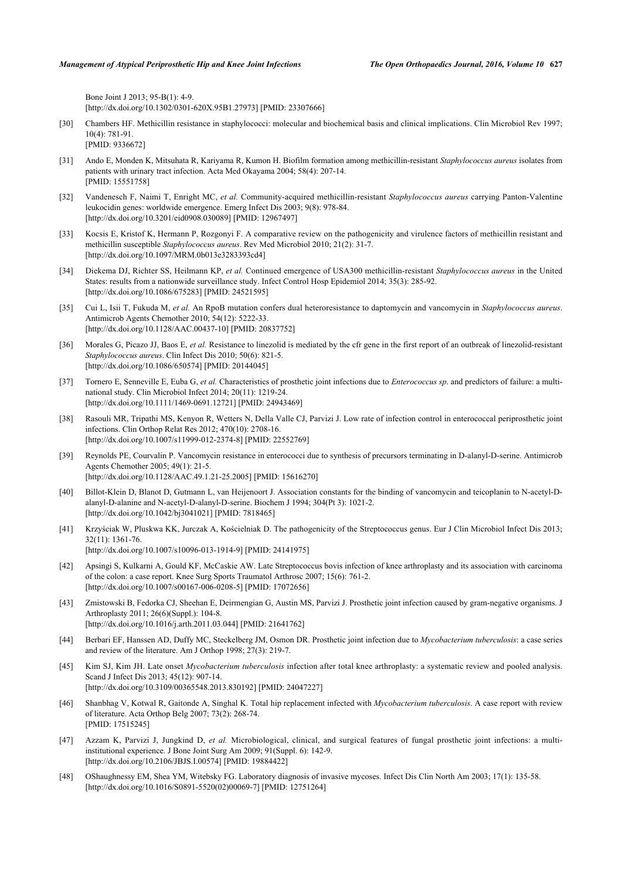Bone Joint J 2013; 95-B(1): 4-9.
[http://dx.doi.org/10.1302/0301-620X.95B1.27973] [PMID: 23307666]

[30] Chambers HF. Methicillin resistance in staphylococci: molecular and biochemical basis and clinical implications. Clin Microbiol Rev 1997; 10(4): 781-91.
[PMID: 9336672]

[31] Ando E, Monden K, Mitsuhata R, Kariyama R, Kumon H. Biofilm formation among methicillin-resistant *Staphylococcus aureus* isolates from patients with urinary tract infection. Acta Med Okayama 2004; 58(4): 207-14.
[PMID: 15551758]

[32] Vandenesch F, Naimi T, Enright MC, *et al.* Community-acquired methicillin-resistant *Staphylococcus aureus* carrying Panton-Valentine leukocidin genes: worldwide emergence. Emerg Infect Dis 2003; 9(8): 978-84.
[http://dx.doi.org/10.3201/eid0908.030089] [PMID: 12967497]

[33] Kocsis E, Kristof K, Hermann P, Rozgonyi F. A comparative review on the pathogenicity and virulence factors of methicillin resistant and methicillin susceptible *Staphylococcus aureus*. Rev Med Microbiol 2010; 21(2): 31-7.
[http://dx.doi.org/10.1097/MRM.0b013e3283393cd4]

[34] Diekema DJ, Richter SS, Heilmann KP, *et al.* Continued emergence of USA300 methicillin-resistant *Staphylococcus aureus* in the United States: results from a nationwide surveillance study. Infect Control Hosp Epidemiol 2014; 35(3): 285-92.
[http://dx.doi.org/10.1086/675283] [PMID: 24521595]

[35] Cui L, Isii T, Fukuda M, *et al.* An RpoB mutation confers dual heteroresistance to daptomycin and vancomycin in *Staphylococcus aureus*. Antimicrob Agents Chemother 2010; 54(12): 5222-33.
[http://dx.doi.org/10.1128/AAC.00437-10] [PMID: 20837752]

[36] Morales G, Picazo JJ, Baos E, *et al.* Resistance to linezolid is mediated by the cfr gene in the first report of an outbreak of linezolid-resistant *Staphylococcus aureus*. Clin Infect Dis 2010; 50(6): 821-5.
[http://dx.doi.org/10.1086/650574] [PMID: 20144045]

[37] Tornero E, Senneville E, Euba G, *et al.* Characteristics of prosthetic joint infections due to *Enterococcus sp*. and predictors of failure: a multi-national study. Clin Microbiol Infect 2014; 20(11): 1219-24.
[http://dx.doi.org/10.1111/1469-0691.12721] [PMID: 24943469]

[38] Rasouli MR, Tripathi MS, Kenyon R, Wetters N, Della Valle CJ, Parvizi J. Low rate of infection control in enterococcal periprosthetic joint infections. Clin Orthop Relat Res 2012; 470(10): 2708-16.
[http://dx.doi.org/10.1007/s11999-012-2374-8] [PMID: 22552769]

[39] Reynolds PE, Courvalin P. Vancomycin resistance in enterococci due to synthesis of precursors terminating in D-alanyl-D-serine. Antimicrob Agents Chemother 2005; 49(1): 21-5.
[http://dx.doi.org/10.1128/AAC.49.1.21-25.2005] [PMID: 15616270]

[40] Billot-Klein D, Blanot D, Gutmann L, van Heijenoort J. Association constants for the binding of vancomycin and teicoplanin to N-acetyl-D-alanyl-D-alanine and N-acetyl-D-alanyl-D-serine. Biochem J 1994; 304(Pt 3): 1021-2.
[http://dx.doi.org/10.1042/bj3041021] [PMID: 7818465]

[41] Krzyściak W, Pluskwa KK, Jurczak A, Kościelniak D. The pathogenicity of the Streptococcus genus. Eur J Clin Microbiol Infect Dis 2013; 32(11): 1361-76.
[http://dx.doi.org/10.1007/s10096-013-1914-9] [PMID: 24141975]

[42] Apsingi S, Kulkarni A, Gould KF, McCaskie AW. Late Streptococcus bovis infection of knee arthroplasty and its association with carcinoma of the colon: a case report. Knee Surg Sports Traumatol Arthrosc 2007; 15(6): 761-2.
[http://dx.doi.org/10.1007/s00167-006-0208-5] [PMID: 17072656]

[43] Zmistowski B, Fedorka CJ, Sheehan E, Deirmengian G, Austin MS, Parvizi J. Prosthetic joint infection caused by gram-negative organisms. J Arthroplasty 2011; 26(6)(Suppl.): 104-8.
[http://dx.doi.org/10.1016/j.arth.2011.03.044] [PMID: 21641762]

[44] Berbari EF, Hanssen AD, Duffy MC, Steckelberg JM, Osmon DR. Prosthetic joint infection due to *Mycobacterium tuberculosis*: a case series and review of the literature. Am J Orthop 1998; 27(3): 219-7.

[45] Kim SJ, Kim JH. Late onset *Mycobacterium tuberculosis* infection after total knee arthroplasty: a systematic review and pooled analysis. Scand J Infect Dis 2013; 45(12): 907-14.
[http://dx.doi.org/10.3109/00365548.2013.830192] [PMID: 24047227]

[46] Shanbhag V, Kotwal R, Gaitonde A, Singhal K. Total hip replacement infected with *Mycobacterium tuberculosis*. A case report with review of literature. Acta Orthop Belg 2007; 73(2): 268-74.
[PMID: 17515245]

[47] Azzam K, Parvizi J, Jungkind D, *et al.* Microbiological, clinical, and surgical features of fungal prosthetic joint infections: a multi-institutional experience. J Bone Joint Surg Am 2009; 91(Suppl. 6): 142-9.
[http://dx.doi.org/10.2106/JBJS.I.00574] [PMID: 19884422]

[48] OShaughnessy EM, Shea YM, Witebsky FG. Laboratory diagnosis of invasive mycoses. Infect Dis Clin North Am 2003; 17(1): 135-58.
[http://dx.doi.org/10.1016/S0891-5520(02)00069-7] [PMID: 12751264]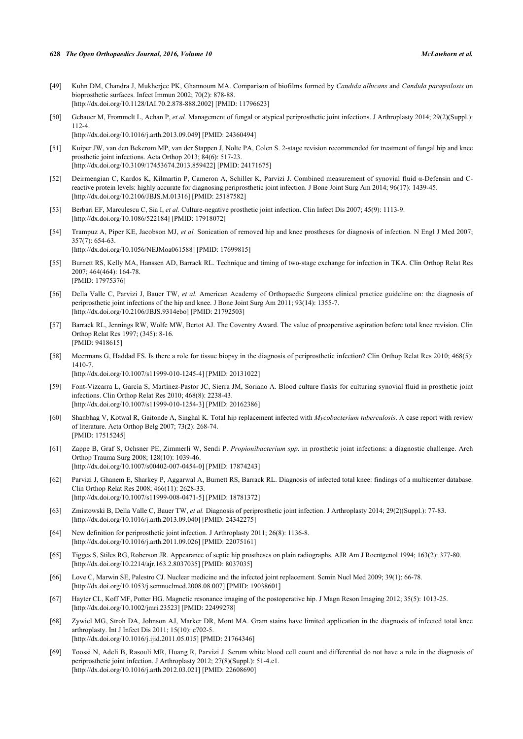[49] Kuhn DM, Chandra J, Mukherjee PK, Ghannoum MA. Comparison of biofilms formed by *Candida albicans* and *Candida parapsilosis* on bioprosthetic surfaces. Infect Immun 2002; 70(2): 878-88. [http://dx.doi.org/10.1128/IAI.70.2.878-888.2002] [PMID: 11796623]

[50] Gebauer M, Frommelt L, Achan P, *et al.* Management of fungal or atypical periprosthetic joint infections. J Arthroplasty 2014; 29(2)(Suppl.): 112-4. [http://dx.doi.org/10.1016/j.arth.2013.09.049] [PMID: 24360494]

[51] Kuiper JW, van den Bekerom MP, van der Stappen J, Nolte PA, Colen S. 2-stage revision recommended for treatment of fungal hip and knee prosthetic joint infections. Acta Orthop 2013; 84(6): 517-23. [http://dx.doi.org/10.3109/17453674.2013.859422] [PMID: 24171675]

[52] Deirmengian C, Kardos K, Kilmartin P, Cameron A, Schiller K, Parvizi J. Combined measurement of synovial fluid α-Defensin and C-reactive protein levels: highly accurate for diagnosing periprosthetic joint infection. J Bone Joint Surg Am 2014; 96(17): 1439-45. [http://dx.doi.org/10.2106/JBJS.M.01316] [PMID: 25187582]

[53] Berbari EF, Marculescu C, Sia I, *et al.* Culture-negative prosthetic joint infection. Clin Infect Dis 2007; 45(9): 1113-9. [http://dx.doi.org/10.1086/522184] [PMID: 17918072]

[54] Trampuz A, Piper KE, Jacobson MJ, *et al.* Sonication of removed hip and knee prostheses for diagnosis of infection. N Engl J Med 2007; 357(7): 654-63. [http://dx.doi.org/10.1056/NEJMoa061588] [PMID: 17699815]

[55] Burnett RS, Kelly MA, Hanssen AD, Barrack RL. Technique and timing of two-stage exchange for infection in TKA. Clin Orthop Relat Res 2007; 464(464): 164-78. [PMID: 17975376]

[56] Della Valle C, Parvizi J, Bauer TW, *et al.* American Academy of Orthopaedic Surgeons clinical practice guideline on: the diagnosis of periprosthetic joint infections of the hip and knee. J Bone Joint Surg Am 2011; 93(14): 1355-7. [http://dx.doi.org/10.2106/JBJS.9314ebo] [PMID: 21792503]

[57] Barrack RL, Jennings RW, Wolfe MW, Bertot AJ. The Coventry Award. The value of preoperative aspiration before total knee revision. Clin Orthop Relat Res 1997; (345): 8-16. [PMID: 9418615]

[58] Meermans G, Haddad FS. Is there a role for tissue biopsy in the diagnosis of periprosthetic infection? Clin Orthop Relat Res 2010; 468(5): 1410-7. [http://dx.doi.org/10.1007/s11999-010-1245-4] [PMID: 20131022]

[59] Font-Vizcarra L, García S, Martínez-Pastor JC, Sierra JM, Soriano A. Blood culture flasks for culturing synovial fluid in prosthetic joint infections. Clin Orthop Relat Res 2010; 468(8): 2238-43. [http://dx.doi.org/10.1007/s11999-010-1254-3] [PMID: 20162386]

[60] Shanbhag V, Kotwal R, Gaitonde A, Singhal K. Total hip replacement infected with *Mycobacterium tuberculosis*. A case report with review of literature. Acta Orthop Belg 2007; 73(2): 268-74. [PMID: 17515245]

[61] Zappe B, Graf S, Ochsner PE, Zimmerli W, Sendi P. *Propionibacterium spp.* in prosthetic joint infections: a diagnostic challenge. Arch Orthop Trauma Surg 2008; 128(10): 1039-46. [http://dx.doi.org/10.1007/s00402-007-0454-0] [PMID: 17874243]

[62] Parvizi J, Ghanem E, Sharkey P, Aggarwal A, Burnett RS, Barrack RL. Diagnosis of infected total knee: findings of a multicenter database. Clin Orthop Relat Res 2008; 466(11): 2628-33. [http://dx.doi.org/10.1007/s11999-008-0471-5] [PMID: 18781372]

[63] Zmistowski B, Della Valle C, Bauer TW, *et al.* Diagnosis of periprosthetic joint infection. J Arthroplasty 2014; 29(2)(Suppl.): 77-83. [http://dx.doi.org/10.1016/j.arth.2013.09.040] [PMID: 24342275]

[64] New definition for periprosthetic joint infection. J Arthroplasty 2011; 26(8): 1136-8. [http://dx.doi.org/10.1016/j.arth.2011.09.026] [PMID: 22075161]

[65] Tigges S, Stiles RG, Roberson JR. Appearance of septic hip prostheses on plain radiographs. AJR Am J Roentgenol 1994; 163(2): 377-80. [http://dx.doi.org/10.2214/ajr.163.2.8037035] [PMID: 8037035]

[66] Love C, Marwin SE, Palestro CJ. Nuclear medicine and the infected joint replacement. Semin Nucl Med 2009; 39(1): 66-78. [http://dx.doi.org/10.1053/j.semnuclmed.2008.08.007] [PMID: 19038601]

[67] Hayter CL, Koff MF, Potter HG. Magnetic resonance imaging of the postoperative hip. J Magn Reson Imaging 2012; 35(5): 1013-25. [http://dx.doi.org/10.1002/jmri.23523] [PMID: 22499278]

[68] Zywiel MG, Stroh DA, Johnson AJ, Marker DR, Mont MA. Gram stains have limited application in the diagnosis of infected total knee arthroplasty. Int J Infect Dis 2011; 15(10): e702-5. [http://dx.doi.org/10.1016/j.ijid.2011.05.015] [PMID: 21764346]

[69] Toossi N, Adeli B, Rasouli MR, Huang R, Parvizi J. Serum white blood cell count and differential do not have a role in the diagnosis of periprosthetic joint infection. J Arthroplasty 2012; 27(8)(Suppl.): 51-4.e1. [http://dx.doi.org/10.1016/j.arth.2012.03.021] [PMID: 22608690]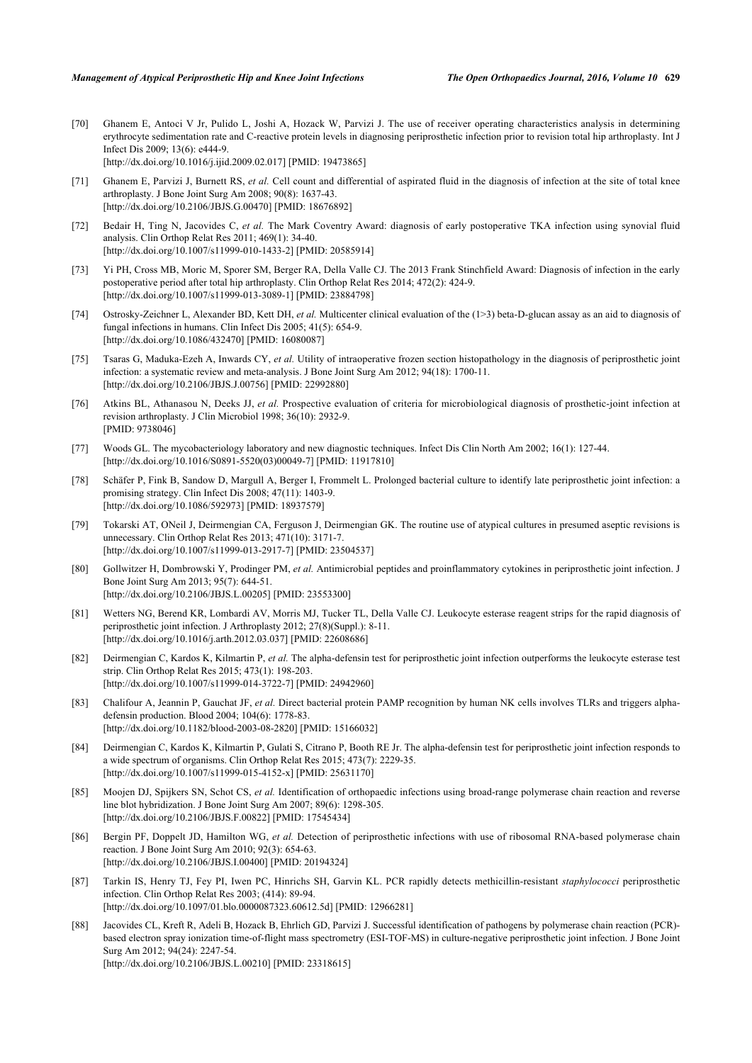[70] Ghanem E, Antoci V Jr, Pulido L, Joshi A, Hozack W, Parvizi J. The use of receiver operating characteristics analysis in determining erythrocyte sedimentation rate and C-reactive protein levels in diagnosing periprosthetic infection prior to revision total hip arthroplasty. Int J Infect Dis 2009; 13(6): e444-9.
[http://dx.doi.org/10.1016/j.ijid.2009.02.017] [PMID: 19473865]

[71] Ghanem E, Parvizi J, Burnett RS, *et al.* Cell count and differential of aspirated fluid in the diagnosis of infection at the site of total knee arthroplasty. J Bone Joint Surg Am 2008; 90(8): 1637-43.
[http://dx.doi.org/10.2106/JBJS.G.00470] [PMID: 18676892]

[72] Bedair H, Ting N, Jacovides C, *et al.* The Mark Coventry Award: diagnosis of early postoperative TKA infection using synovial fluid analysis. Clin Orthop Relat Res 2011; 469(1): 34-40.
[http://dx.doi.org/10.1007/s11999-010-1433-2] [PMID: 20585914]

[73] Yi PH, Cross MB, Moric M, Sporer SM, Berger RA, Della Valle CJ. The 2013 Frank Stinchfield Award: Diagnosis of infection in the early postoperative period after total hip arthroplasty. Clin Orthop Relat Res 2014; 472(2): 424-9.
[http://dx.doi.org/10.1007/s11999-013-3089-1] [PMID: 23884798]

[74] Ostrosky-Zeichner L, Alexander BD, Kett DH, *et al.* Multicenter clinical evaluation of the (1>3) beta-D-glucan assay as an aid to diagnosis of fungal infections in humans. Clin Infect Dis 2005; 41(5): 654-9.
[http://dx.doi.org/10.1086/432470] [PMID: 16080087]

[75] Tsaras G, Maduka-Ezeh A, Inwards CY, *et al.* Utility of intraoperative frozen section histopathology in the diagnosis of periprosthetic joint infection: a systematic review and meta-analysis. J Bone Joint Surg Am 2012; 94(18): 1700-11.
[http://dx.doi.org/10.2106/JBJS.J.00756] [PMID: 22992880]

[76] Atkins BL, Athanasou N, Deeks JJ, *et al.* Prospective evaluation of criteria for microbiological diagnosis of prosthetic-joint infection at revision arthroplasty. J Clin Microbiol 1998; 36(10): 2932-9.
[PMID: 9738046]

[77] Woods GL. The mycobacteriology laboratory and new diagnostic techniques. Infect Dis Clin North Am 2002; 16(1): 127-44.
[http://dx.doi.org/10.1016/S0891-5520(03)00049-7] [PMID: 11917810]

[78] Schäfer P, Fink B, Sandow D, Margull A, Berger I, Frommelt L. Prolonged bacterial culture to identify late periprosthetic joint infection: a promising strategy. Clin Infect Dis 2008; 47(11): 1403-9.
[http://dx.doi.org/10.1086/592973] [PMID: 18937579]

[79] Tokarski AT, ONeil J, Deirmengian CA, Ferguson J, Deirmengian GK. The routine use of atypical cultures in presumed aseptic revisions is unnecessary. Clin Orthop Relat Res 2013; 471(10): 3171-7.
[http://dx.doi.org/10.1007/s11999-013-2917-7] [PMID: 23504537]

[80] Gollwitzer H, Dombrowski Y, Prodinger PM, *et al.* Antimicrobial peptides and proinflammatory cytokines in periprosthetic joint infection. J Bone Joint Surg Am 2013; 95(7): 644-51.
[http://dx.doi.org/10.2106/JBJS.L.00205] [PMID: 23553300]

[81] Wetters NG, Berend KR, Lombardi AV, Morris MJ, Tucker TL, Della Valle CJ. Leukocyte esterase reagent strips for the rapid diagnosis of periprosthetic joint infection. J Arthroplasty 2012; 27(8)(Suppl.): 8-11.
[http://dx.doi.org/10.1016/j.arth.2012.03.037] [PMID: 22608686]

[82] Deirmengian C, Kardos K, Kilmartin P, *et al.* The alpha-defensin test for periprosthetic joint infection outperforms the leukocyte esterase test strip. Clin Orthop Relat Res 2015; 473(1): 198-203.
[http://dx.doi.org/10.1007/s11999-014-3722-7] [PMID: 24942960]

[83] Chalifour A, Jeannin P, Gauchat JF, *et al.* Direct bacterial protein PAMP recognition by human NK cells involves TLRs and triggers alpha-defensin production. Blood 2004; 104(6): 1778-83.
[http://dx.doi.org/10.1182/blood-2003-08-2820] [PMID: 15166032]

[84] Deirmengian C, Kardos K, Kilmartin P, Gulati S, Citrano P, Booth RE Jr. The alpha-defensin test for periprosthetic joint infection responds to a wide spectrum of organisms. Clin Orthop Relat Res 2015; 473(7): 2229-35.
[http://dx.doi.org/10.1007/s11999-015-4152-x] [PMID: 25631170]

[85] Moojen DJ, Spijkers SN, Schot CS, *et al.* Identification of orthopaedic infections using broad-range polymerase chain reaction and reverse line blot hybridization. J Bone Joint Surg Am 2007; 89(6): 1298-305.
[http://dx.doi.org/10.2106/JBJS.F.00822] [PMID: 17545434]

[86] Bergin PF, Doppelt JD, Hamilton WG, *et al.* Detection of periprosthetic infections with use of ribosomal RNA-based polymerase chain reaction. J Bone Joint Surg Am 2010; 92(3): 654-63.
[http://dx.doi.org/10.2106/JBJS.I.00400] [PMID: 20194324]

[87] Tarkin IS, Henry TJ, Fey PI, Iwen PC, Hinrichs SH, Garvin KL. PCR rapidly detects methicillin-resistant *staphylococci* periprosthetic infection. Clin Orthop Relat Res 2003; (414): 89-94.
[http://dx.doi.org/10.1097/01.blo.0000087323.60612.5d] [PMID: 12966281]

[88] Jacovides CL, Kreft R, Adeli B, Hozack B, Ehrlich GD, Parvizi J. Successful identification of pathogens by polymerase chain reaction (PCR)-based electron spray ionization time-of-flight mass spectrometry (ESI-TOF-MS) in culture-negative periprosthetic joint infection. J Bone Joint Surg Am 2012; 94(24): 2247-54.
[http://dx.doi.org/10.2106/JBJS.L.00210] [PMID: 23318615]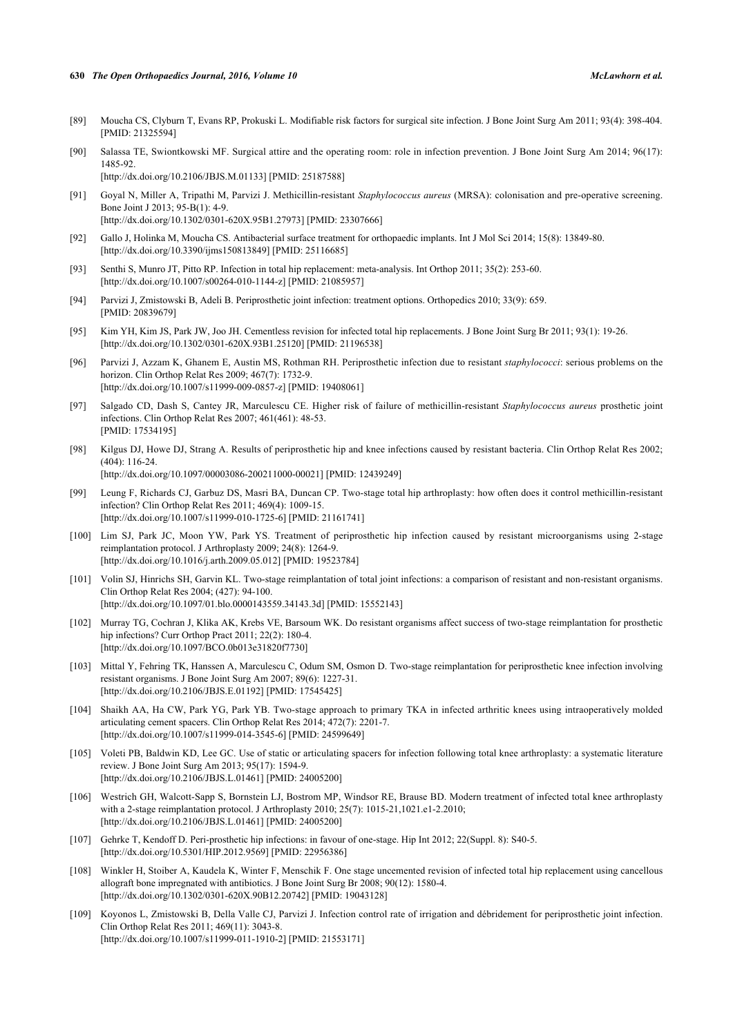[89] Moucha CS, Clyburn T, Evans RP, Prokuski L. Modifiable risk factors for surgical site infection. J Bone Joint Surg Am 2011; 93(4): 398-404. [PMID: 21325594]

[90] Salassa TE, Swiontkowski MF. Surgical attire and the operating room: role in infection prevention. J Bone Joint Surg Am 2014; 96(17): 1485-92.
[http://dx.doi.org/10.2106/JBJS.M.01133] [PMID: 25187588]

[91] Goyal N, Miller A, Tripathi M, Parvizi J. Methicillin-resistant *Staphylococcus aureus* (MRSA): colonisation and pre-operative screening. Bone Joint J 2013; 95-B(1): 4-9.
[http://dx.doi.org/10.1302/0301-620X.95B1.27973] [PMID: 23307666]

[92] Gallo J, Holinka M, Moucha CS. Antibacterial surface treatment for orthopaedic implants. Int J Mol Sci 2014; 15(8): 13849-80.
[http://dx.doi.org/10.3390/ijms150813849] [PMID: 25116685]

[93] Senthi S, Munro JT, Pitto RP. Infection in total hip replacement: meta-analysis. Int Orthop 2011; 35(2): 253-60.
[http://dx.doi.org/10.1007/s00264-010-1144-z] [PMID: 21085957]

[94] Parvizi J, Zmistowski B, Adeli B. Periprosthetic joint infection: treatment options. Orthopedics 2010; 33(9): 659.
[PMID: 20839679]

[95] Kim YH, Kim JS, Park JW, Joo JH. Cementless revision for infected total hip replacements. J Bone Joint Surg Br 2011; 93(1): 19-26.
[http://dx.doi.org/10.1302/0301-620X.93B1.25120] [PMID: 21196538]

[96] Parvizi J, Azzam K, Ghanem E, Austin MS, Rothman RH. Periprosthetic infection due to resistant *staphylococci*: serious problems on the horizon. Clin Orthop Relat Res 2009; 467(7): 1732-9.
[http://dx.doi.org/10.1007/s11999-009-0857-z] [PMID: 19408061]

[97] Salgado CD, Dash S, Cantey JR, Marculescu CE. Higher risk of failure of methicillin-resistant *Staphylococcus aureus* prosthetic joint infections. Clin Orthop Relat Res 2007; 461(461): 48-53.
[PMID: 17534195]

[98] Kilgus DJ, Howe DJ, Strang A. Results of periprosthetic hip and knee infections caused by resistant bacteria. Clin Orthop Relat Res 2002; (404): 116-24.
[http://dx.doi.org/10.1097/00003086-200211000-00021] [PMID: 12439249]

[99] Leung F, Richards CJ, Garbuz DS, Masri BA, Duncan CP. Two-stage total hip arthroplasty: how often does it control methicillin-resistant infection? Clin Orthop Relat Res 2011; 469(4): 1009-15.
[http://dx.doi.org/10.1007/s11999-010-1725-6] [PMID: 21161741]

[100] Lim SJ, Park JC, Moon YW, Park YS. Treatment of periprosthetic hip infection caused by resistant microorganisms using 2-stage reimplantation protocol. J Arthroplasty 2009; 24(8): 1264-9.
[http://dx.doi.org/10.1016/j.arth.2009.05.012] [PMID: 19523784]

[101] Volin SJ, Hinrichs SH, Garvin KL. Two-stage reimplantation of total joint infections: a comparison of resistant and non-resistant organisms. Clin Orthop Relat Res 2004; (427): 94-100.
[http://dx.doi.org/10.1097/01.blo.0000143559.34143.3d] [PMID: 15552143]

[102] Murray TG, Cochran J, Klika AK, Krebs VE, Barsoum WK. Do resistant organisms affect success of two-stage reimplantation for prosthetic hip infections? Curr Orthop Pract 2011; 22(2): 180-4.
[http://dx.doi.org/10.1097/BCO.0b013e31820f7730]

[103] Mittal Y, Fehring TK, Hanssen A, Marculescu C, Odum SM, Osmon D. Two-stage reimplantation for periprosthetic knee infection involving resistant organisms. J Bone Joint Surg Am 2007; 89(6): 1227-31.
[http://dx.doi.org/10.2106/JBJS.E.01192] [PMID: 17545425]

[104] Shaikh AA, Ha CW, Park YG, Park YB. Two-stage approach to primary TKA in infected arthritic knees using intraoperatively molded articulating cement spacers. Clin Orthop Relat Res 2014; 472(7): 2201-7.
[http://dx.doi.org/10.1007/s11999-014-3545-6] [PMID: 24599649]

[105] Voleti PB, Baldwin KD, Lee GC. Use of static or articulating spacers for infection following total knee arthroplasty: a systematic literature review. J Bone Joint Surg Am 2013; 95(17): 1594-9.
[http://dx.doi.org/10.2106/JBJS.L.01461] [PMID: 24005200]

[106] Westrich GH, Walcott-Sapp S, Bornstein LJ, Bostrom MP, Windsor RE, Brause BD. Modern treatment of infected total knee arthroplasty with a 2-stage reimplantation protocol. J Arthroplasty 2010; 25(7): 1015-21,1021.e1-2.2010;
[http://dx.doi.org/10.2106/JBJS.L.01461] [PMID: 24005200]

[107] Gehrke T, Kendoff D. Peri-prosthetic hip infections: in favour of one-stage. Hip Int 2012; 22(Suppl. 8): S40-5.
[http://dx.doi.org/10.5301/HIP.2012.9569] [PMID: 22956386]

[108] Winkler H, Stoiber A, Kaudela K, Winter F, Menschik F. One stage uncemented revision of infected total hip replacement using cancellous allograft bone impregnated with antibiotics. J Bone Joint Surg Br 2008; 90(12): 1580-4.
[http://dx.doi.org/10.1302/0301-620X.90B12.20742] [PMID: 19043128]

[109] Koyonos L, Zmistowski B, Della Valle CJ, Parvizi J. Infection control rate of irrigation and débridement for periprosthetic joint infection. Clin Orthop Relat Res 2011; 469(11): 3043-8.
[http://dx.doi.org/10.1007/s11999-011-1910-2] [PMID: 21553171]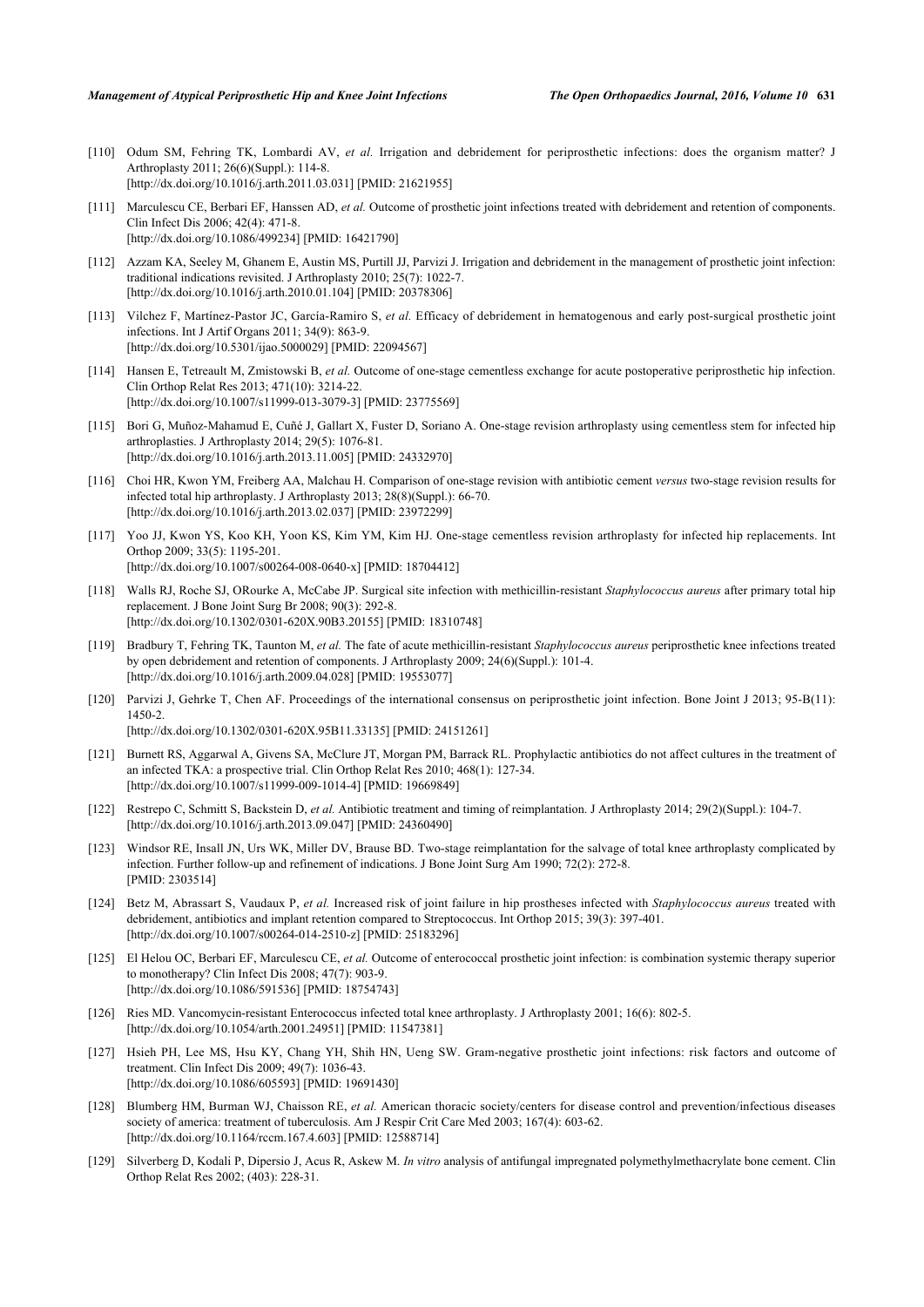[110] Odum SM, Fehring TK, Lombardi AV, *et al.* Irrigation and debridement for periprosthetic infections: does the organism matter? J Arthroplasty 2011; 26(6)(Suppl.): 114-8.
[http://dx.doi.org/10.1016/j.arth.2011.03.031] [PMID: 21621955]

[111] Marculescu CE, Berbari EF, Hanssen AD, *et al.* Outcome of prosthetic joint infections treated with debridement and retention of components. Clin Infect Dis 2006; 42(4): 471-8.
[http://dx.doi.org/10.1086/499234] [PMID: 16421790]

[112] Azzam KA, Seeley M, Ghanem E, Austin MS, Purtill JJ, Parvizi J. Irrigation and debridement in the management of prosthetic joint infection: traditional indications revisited. J Arthroplasty 2010; 25(7): 1022-7.
[http://dx.doi.org/10.1016/j.arth.2010.01.104] [PMID: 20378306]

[113] Vilchez F, Martínez-Pastor JC, García-Ramiro S, *et al.* Efficacy of debridement in hematogenous and early post-surgical prosthetic joint infections. Int J Artif Organs 2011; 34(9): 863-9.
[http://dx.doi.org/10.5301/ijao.5000029] [PMID: 22094567]

[114] Hansen E, Tetreault M, Zmistowski B, *et al.* Outcome of one-stage cementless exchange for acute postoperative periprosthetic hip infection. Clin Orthop Relat Res 2013; 471(10): 3214-22.
[http://dx.doi.org/10.1007/s11999-013-3079-3] [PMID: 23775569]

[115] Bori G, Muñoz-Mahamud E, Cuñé J, Gallart X, Fuster D, Soriano A. One-stage revision arthroplasty using cementless stem for infected hip arthroplasties. J Arthroplasty 2014; 29(5): 1076-81.
[http://dx.doi.org/10.1016/j.arth.2013.11.005] [PMID: 24332970]

[116] Choi HR, Kwon YM, Freiberg AA, Malchau H. Comparison of one-stage revision with antibiotic cement *versus* two-stage revision results for infected total hip arthroplasty. J Arthroplasty 2013; 28(8)(Suppl.): 66-70.
[http://dx.doi.org/10.1016/j.arth.2013.02.037] [PMID: 23972299]

[117] Yoo JJ, Kwon YS, Koo KH, Yoon KS, Kim YM, Kim HJ. One-stage cementless revision arthroplasty for infected hip replacements. Int Orthop 2009; 33(5): 1195-201.
[http://dx.doi.org/10.1007/s00264-008-0640-x] [PMID: 18704412]

[118] Walls RJ, Roche SJ, ORourke A, McCabe JP. Surgical site infection with methicillin-resistant *Staphylococcus aureus* after primary total hip replacement. J Bone Joint Surg Br 2008; 90(3): 292-8.
[http://dx.doi.org/10.1302/0301-620X.90B3.20155] [PMID: 18310748]

[119] Bradbury T, Fehring TK, Taunton M, *et al.* The fate of acute methicillin-resistant *Staphylococcus aureus* periprosthetic knee infections treated by open debridement and retention of components. J Arthroplasty 2009; 24(6)(Suppl.): 101-4.
[http://dx.doi.org/10.1016/j.arth.2009.04.028] [PMID: 19553077]

[120] Parvizi J, Gehrke T, Chen AF. Proceedings of the international consensus on periprosthetic joint infection. Bone Joint J 2013; 95-B(11): 1450-2.
[http://dx.doi.org/10.1302/0301-620X.95B11.33135] [PMID: 24151261]

[121] Burnett RS, Aggarwal A, Givens SA, McClure JT, Morgan PM, Barrack RL. Prophylactic antibiotics do not affect cultures in the treatment of an infected TKA: a prospective trial. Clin Orthop Relat Res 2010; 468(1): 127-34.
[http://dx.doi.org/10.1007/s11999-009-1014-4] [PMID: 19669849]

[122] Restrepo C, Schmitt S, Backstein D, *et al.* Antibiotic treatment and timing of reimplantation. J Arthroplasty 2014; 29(2)(Suppl.): 104-7.
[http://dx.doi.org/10.1016/j.arth.2013.09.047] [PMID: 24360490]

[123] Windsor RE, Insall JN, Urs WK, Miller DV, Brause BD. Two-stage reimplantation for the salvage of total knee arthroplasty complicated by infection. Further follow-up and refinement of indications. J Bone Joint Surg Am 1990; 72(2): 272-8.
[PMID: 2303514]

[124] Betz M, Abrassart S, Vaudaux P, *et al.* Increased risk of joint failure in hip prostheses infected with *Staphylococcus aureus* treated with debridement, antibiotics and implant retention compared to Streptococcus. Int Orthop 2015; 39(3): 397-401.
[http://dx.doi.org/10.1007/s00264-014-2510-z] [PMID: 25183296]

[125] El Helou OC, Berbari EF, Marculescu CE, *et al.* Outcome of enterococcal prosthetic joint infection: is combination systemic therapy superior to monotherapy? Clin Infect Dis 2008; 47(7): 903-9.
[http://dx.doi.org/10.1086/591536] [PMID: 18754743]

[126] Ries MD. Vancomycin-resistant Enterococcus infected total knee arthroplasty. J Arthroplasty 2001; 16(6): 802-5.
[http://dx.doi.org/10.1054/arth.2001.24951] [PMID: 11547381]

[127] Hsieh PH, Lee MS, Hsu KY, Chang YH, Shih HN, Ueng SW. Gram-negative prosthetic joint infections: risk factors and outcome of treatment. Clin Infect Dis 2009; 49(7): 1036-43.
[http://dx.doi.org/10.1086/605593] [PMID: 19691430]

[128] Blumberg HM, Burman WJ, Chaisson RE, *et al.* American thoracic society/centers for disease control and prevention/infectious diseases society of america: treatment of tuberculosis. Am J Respir Crit Care Med 2003; 167(4): 603-62.
[http://dx.doi.org/10.1164/rccm.167.4.603] [PMID: 12588714]

[129] Silverberg D, Kodali P, Dipersio J, Acus R, Askew M. *In vitro* analysis of antifungal impregnated polymethylmethacrylate bone cement. Clin Orthop Relat Res 2002; (403): 228-31.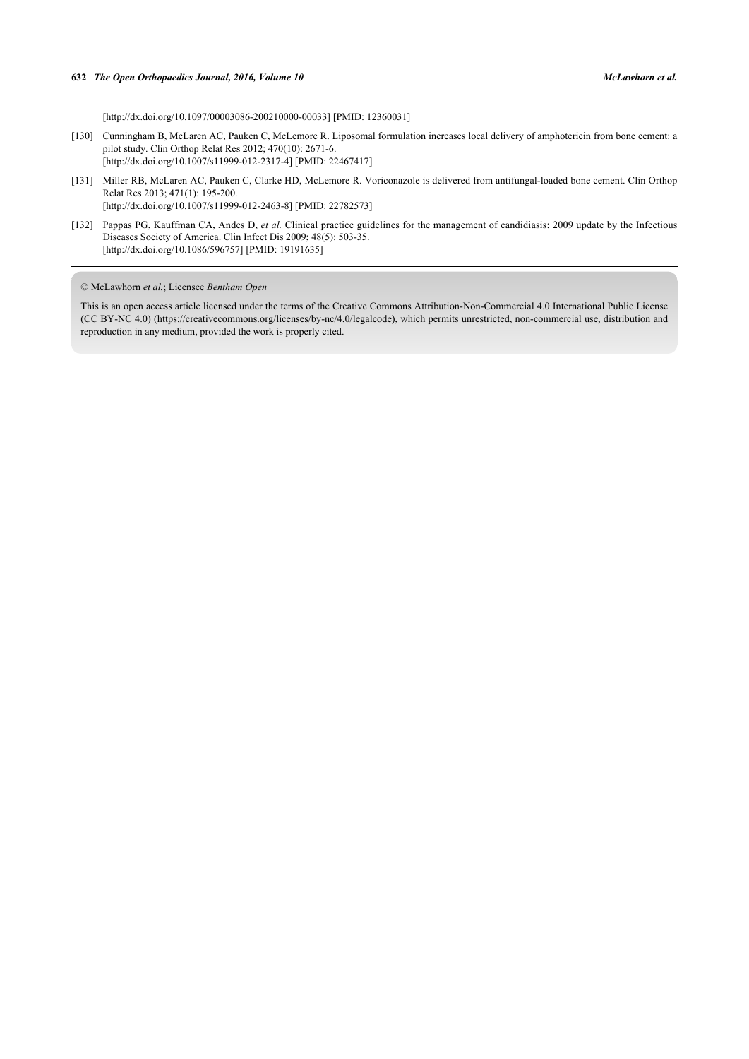[http://dx.doi.org/10.1097/00003086-200210000-00033] [PMID: 12360031]

[130] Cunningham B, McLaren AC, Pauken C, McLemore R. Liposomal formulation increases local delivery of amphotericin from bone cement: a pilot study. Clin Orthop Relat Res 2012; 470(10): 2671-6.
[http://dx.doi.org/10.1007/s11999-012-2317-4] [PMID: 22467417]

[131] Miller RB, McLaren AC, Pauken C, Clarke HD, McLemore R. Voriconazole is delivered from antifungal-loaded bone cement. Clin Orthop Relat Res 2013; 471(1): 195-200.
[http://dx.doi.org/10.1007/s11999-012-2463-8] [PMID: 22782573]

[132] Pappas PG, Kauffman CA, Andes D, *et al.* Clinical practice guidelines for the management of candidiasis: 2009 update by the Infectious Diseases Society of America. Clin Infect Dis 2009; 48(5): 503-35.
[http://dx.doi.org/10.1086/596757] [PMID: 19191635]

---

© McLawhorn *et al.*; Licensee *Bentham Open*

This is an open access article licensed under the terms of the Creative Commons Attribution-Non-Commercial 4.0 International Public License (CC BY-NC 4.0) (https://creativecommons.org/licenses/by-nc/4.0/legalcode), which permits unrestricted, non-commercial use, distribution and reproduction in any medium, provided the work is properly cited.